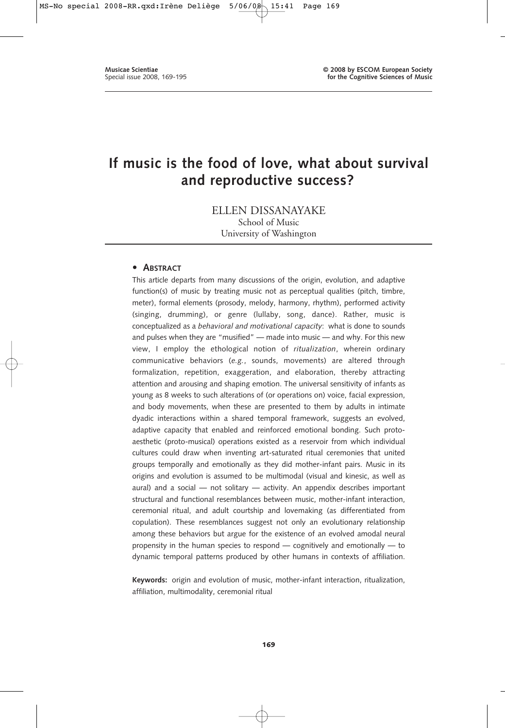# If music is the food of love, what about survival and reproductive success?

ELLEN DISSANAYAKE
School of Music
University of Washington

## • Abstract

This article departs from many discussions of the origin, evolution, and adaptive function(s) of music by treating music not as perceptual qualities (pitch, timbre, meter), formal elements (prosody, melody, harmony, rhythm), performed activity (singing, drumming), or genre (lullaby, song, dance). Rather, music is conceptualized as a *behavioral and motivational capacity*: what is done to sounds and pulses when they are "musified" — made into music — and why. For this new view, I employ the ethological notion of *ritualization*, wherein ordinary communicative behaviors (*e.g.*, sounds, movements) are altered through formalization, repetition, exaggeration, and elaboration, thereby attracting attention and arousing and shaping emotion. The universal sensitivity of infants as young as 8 weeks to such alterations of (or operations on) voice, facial expression, and body movements, when these are presented to them by adults in intimate dyadic interactions within a shared temporal framework, suggests an evolved, adaptive capacity that enabled and reinforced emotional bonding. Such proto-aesthetic (proto-musical) operations existed as a reservoir from which individual cultures could draw when inventing art-saturated ritual ceremonies that united groups temporally and emotionally as they did mother-infant pairs. Music in its origins and evolution is assumed to be multimodal (visual and kinesic, as well as aural) and a social — not solitary — activity. An appendix describes important structural and functional resemblances between music, mother-infant interaction, ceremonial ritual, and adult courtship and lovemaking (as differentiated from copulation). These resemblances suggest not only an evolutionary relationship among these behaviors but argue for the existence of an evolved amodal neural propensity in the human species to respond — cognitively and emotionally — to dynamic temporal patterns produced by other humans in contexts of affiliation.

**Keywords:** origin and evolution of music, mother-infant interaction, ritualization, affiliation, multimodality, ceremonial ritual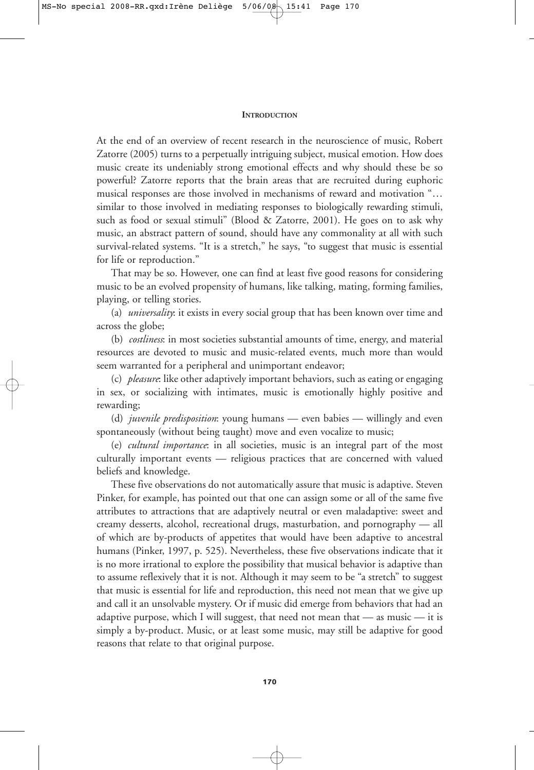## INTRODUCTION

At the end of an overview of recent research in the neuroscience of music, Robert Zatorre (2005) turns to a perpetually intriguing subject, musical emotion. How does music create its undeniably strong emotional effects and why should these be so powerful? Zatorre reports that the brain areas that are recruited during euphoric musical responses are those involved in mechanisms of reward and motivation "… similar to those involved in mediating responses to biologically rewarding stimuli, such as food or sexual stimuli" (Blood & Zatorre, 2001). He goes on to ask why music, an abstract pattern of sound, should have any commonality at all with such survival-related systems. "It is a stretch," he says, "to suggest that music is essential for life or reproduction."

That may be so. However, one can find at least five good reasons for considering music to be an evolved propensity of humans, like talking, mating, forming families, playing, or telling stories.

(a) *universality*: it exists in every social group that has been known over time and across the globe;

(b) *costliness*: in most societies substantial amounts of time, energy, and material resources are devoted to music and music-related events, much more than would seem warranted for a peripheral and unimportant endeavor;

(c) *pleasure*: like other adaptively important behaviors, such as eating or engaging in sex, or socializing with intimates, music is emotionally highly positive and rewarding;

(d) *juvenile predisposition*: young humans — even babies — willingly and even spontaneously (without being taught) move and even vocalize to music;

(e) *cultural importance*: in all societies, music is an integral part of the most culturally important events — religious practices that are concerned with valued beliefs and knowledge.

These five observations do not automatically assure that music is adaptive. Steven Pinker, for example, has pointed out that one can assign some or all of the same five attributes to attractions that are adaptively neutral or even maladaptive: sweet and creamy desserts, alcohol, recreational drugs, masturbation, and pornography — all of which are by-products of appetites that would have been adaptive to ancestral humans (Pinker, 1997, p. 525). Nevertheless, these five observations indicate that it is no more irrational to explore the possibility that musical behavior is adaptive than to assume reflexively that it is not. Although it may seem to be "a stretch" to suggest that music is essential for life and reproduction, this need not mean that we give up and call it an unsolvable mystery. Or if music did emerge from behaviors that had an adaptive purpose, which I will suggest, that need not mean that — as music — it is simply a by-product. Music, or at least some music, may still be adaptive for good reasons that relate to that original purpose.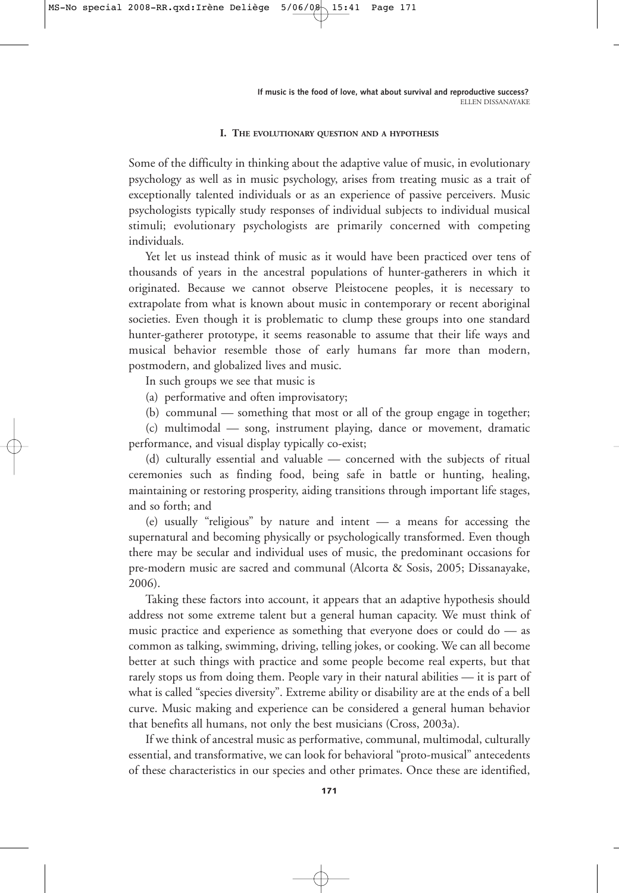## I. THE EVOLUTIONARY QUESTION AND A HYPOTHESIS

Some of the difficulty in thinking about the adaptive value of music, in evolutionary psychology as well as in music psychology, arises from treating music as a trait of exceptionally talented individuals or as an experience of passive perceivers. Music psychologists typically study responses of individual subjects to individual musical stimuli; evolutionary psychologists are primarily concerned with competing individuals.

Yet let us instead think of music as it would have been practiced over tens of thousands of years in the ancestral populations of hunter-gatherers in which it originated. Because we cannot observe Pleistocene peoples, it is necessary to extrapolate from what is known about music in contemporary or recent aboriginal societies. Even though it is problematic to clump these groups into one standard hunter-gatherer prototype, it seems reasonable to assume that their life ways and musical behavior resemble those of early humans far more than modern, postmodern, and globalized lives and music.

In such groups we see that music is

(a) performative and often improvisatory;

(b) communal — something that most or all of the group engage in together;

(c) multimodal — song, instrument playing, dance or movement, dramatic performance, and visual display typically co-exist;

(d) culturally essential and valuable — concerned with the subjects of ritual ceremonies such as finding food, being safe in battle or hunting, healing, maintaining or restoring prosperity, aiding transitions through important life stages, and so forth; and

(e) usually "religious" by nature and intent — a means for accessing the supernatural and becoming physically or psychologically transformed. Even though there may be secular and individual uses of music, the predominant occasions for pre-modern music are sacred and communal (Alcorta & Sosis, 2005; Dissanayake, 2006).

Taking these factors into account, it appears that an adaptive hypothesis should address not some extreme talent but a general human capacity. We must think of music practice and experience as something that everyone does or could do — as common as talking, swimming, driving, telling jokes, or cooking. We can all become better at such things with practice and some people become real experts, but that rarely stops us from doing them. People vary in their natural abilities — it is part of what is called "species diversity". Extreme ability or disability are at the ends of a bell curve. Music making and experience can be considered a general human behavior that benefits all humans, not only the best musicians (Cross, 2003a).

If we think of ancestral music as performative, communal, multimodal, culturally essential, and transformative, we can look for behavioral "proto-musical" antecedents of these characteristics in our species and other primates. Once these are identified,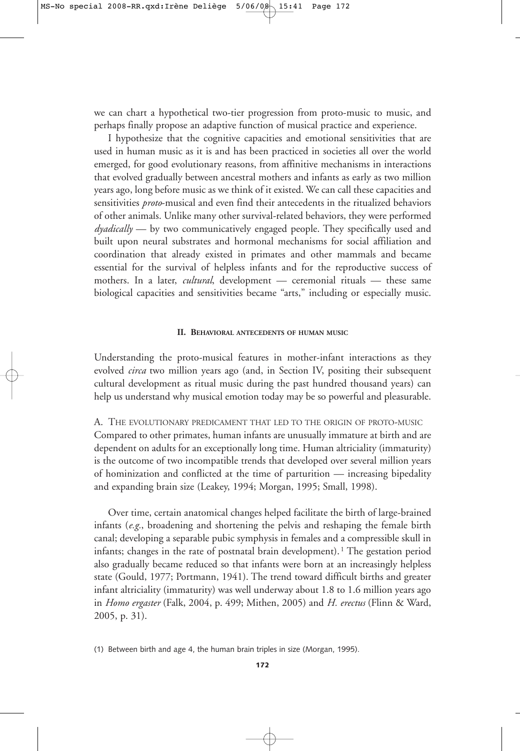we can chart a hypothetical two-tier progression from proto-music to music, and perhaps finally propose an adaptive function of musical practice and experience.

I hypothesize that the cognitive capacities and emotional sensitivities that are used in human music as it is and has been practiced in societies all over the world emerged, for good evolutionary reasons, from affinitive mechanisms in interactions that evolved gradually between ancestral mothers and infants as early as two million years ago, long before music as we think of it existed. We can call these capacities and sensitivities *proto*-musical and even find their antecedents in the ritualized behaviors of other animals. Unlike many other survival-related behaviors, they were performed *dyadically* — by two communicatively engaged people. They specifically used and built upon neural substrates and hormonal mechanisms for social affiliation and coordination that already existed in primates and other mammals and became essential for the survival of helpless infants and for the reproductive success of mothers. In a later, *cultural*, development — ceremonial rituals — these same biological capacities and sensitivities became "arts," including or especially music.

## II. Behavioral antecedents of human music

Understanding the proto-musical features in mother-infant interactions as they evolved *circa* two million years ago (and, in Section IV, positing their subsequent cultural development as ritual music during the past hundred thousand years) can help us understand why musical emotion today may be so powerful and pleasurable.

### A. The evolutionary predicament that led to the origin of proto-music

Compared to other primates, human infants are unusually immature at birth and are dependent on adults for an exceptionally long time. Human altriciality (immaturity) is the outcome of two incompatible trends that developed over several million years of hominization and conflicted at the time of parturition — increasing bipedality and expanding brain size (Leakey, 1994; Morgan, 1995; Small, 1998).

Over time, certain anatomical changes helped facilitate the birth of large-brained infants (*e.g.*, broadening and shortening the pelvis and reshaping the female birth canal; developing a separable pubic symphysis in females and a compressible skull in infants; changes in the rate of postnatal brain development).[1] The gestation period also gradually became reduced so that infants were born at an increasingly helpless state (Gould, 1977; Portmann, 1941). The trend toward difficult births and greater infant altriciality (immaturity) was well underway about 1.8 to 1.6 million years ago in *Homo ergaster* (Falk, 2004, p. 499; Mithen, 2005) and *H. erectus* (Flinn & Ward, 2005, p. 31).

(1) Between birth and age 4, the human brain triples in size (Morgan, 1995).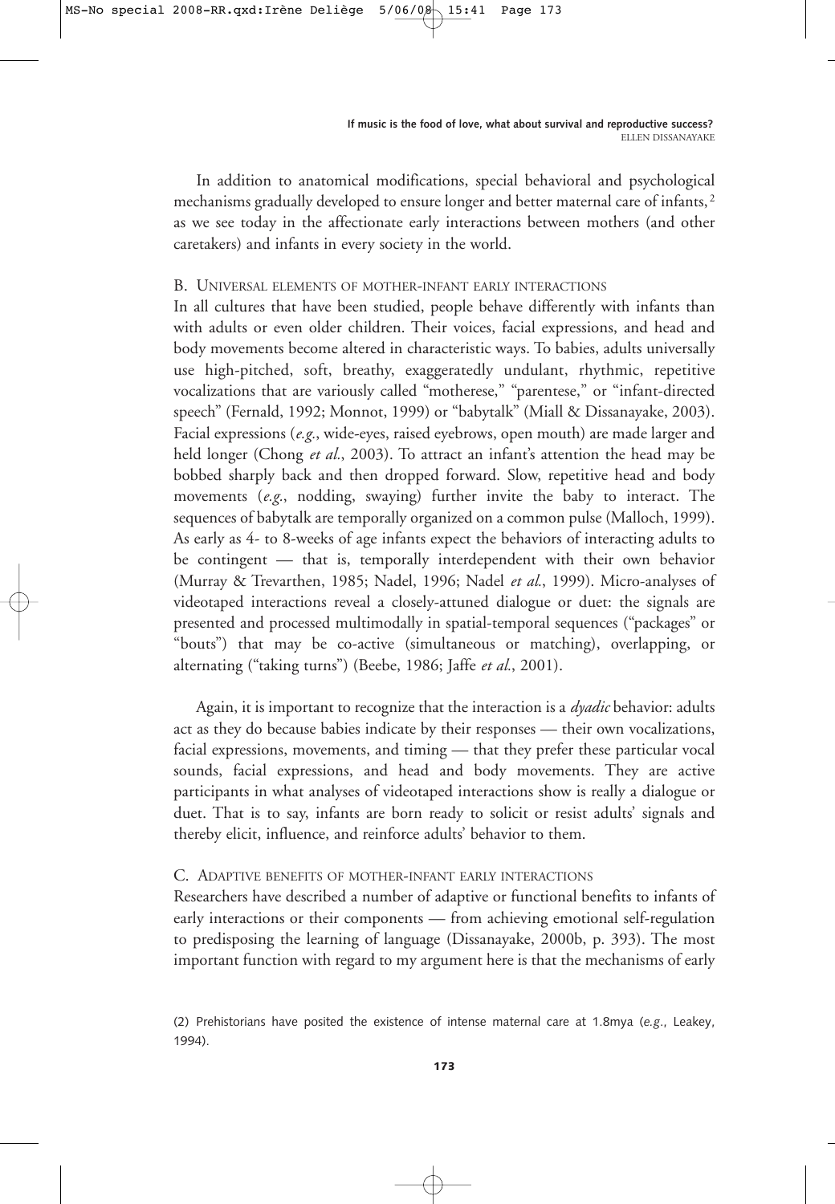In addition to anatomical modifications, special behavioral and psychological mechanisms gradually developed to ensure longer and better maternal care of infants,[2] as we see today in the affectionate early interactions between mothers (and other caretakers) and infants in every society in the world.

### B. Universal elements of mother-infant early interactions

In all cultures that have been studied, people behave differently with infants than with adults or even older children. Their voices, facial expressions, and head and body movements become altered in characteristic ways. To babies, adults universally use high-pitched, soft, breathy, exaggeratedly undulant, rhythmic, repetitive vocalizations that are variously called "motherese," "parentese," or "infant-directed speech" (Fernald, 1992; Monnot, 1999) or "babytalk" (Miall & Dissanayake, 2003). Facial expressions (*e.g.*, wide-eyes, raised eyebrows, open mouth) are made larger and held longer (Chong *et al.*, 2003). To attract an infant's attention the head may be bobbed sharply back and then dropped forward. Slow, repetitive head and body movements (*e.g.*, nodding, swaying) further invite the baby to interact. The sequences of babytalk are temporally organized on a common pulse (Malloch, 1999). As early as 4- to 8-weeks of age infants expect the behaviors of interacting adults to be contingent — that is, temporally interdependent with their own behavior (Murray & Trevarthen, 1985; Nadel, 1996; Nadel *et al.*, 1999). Micro-analyses of videotaped interactions reveal a closely-attuned dialogue or duet: the signals are presented and processed multimodally in spatial-temporal sequences ("packages" or "bouts") that may be co-active (simultaneous or matching), overlapping, or alternating ("taking turns") (Beebe, 1986; Jaffe *et al.*, 2001).

Again, it is important to recognize that the interaction is a *dyadic* behavior: adults act as they do because babies indicate by their responses — their own vocalizations, facial expressions, movements, and timing — that they prefer these particular vocal sounds, facial expressions, and head and body movements. They are active participants in what analyses of videotaped interactions show is really a dialogue or duet. That is to say, infants are born ready to solicit or resist adults' signals and thereby elicit, influence, and reinforce adults' behavior to them.

### C. Adaptive benefits of mother-infant early interactions

Researchers have described a number of adaptive or functional benefits to infants of early interactions or their components — from achieving emotional self-regulation to predisposing the learning of language (Dissanayake, 2000b, p. 393). The most important function with regard to my argument here is that the mechanisms of early

(2) Prehistorians have posited the existence of intense maternal care at 1.8mya (*e.g.*, Leakey, 1994).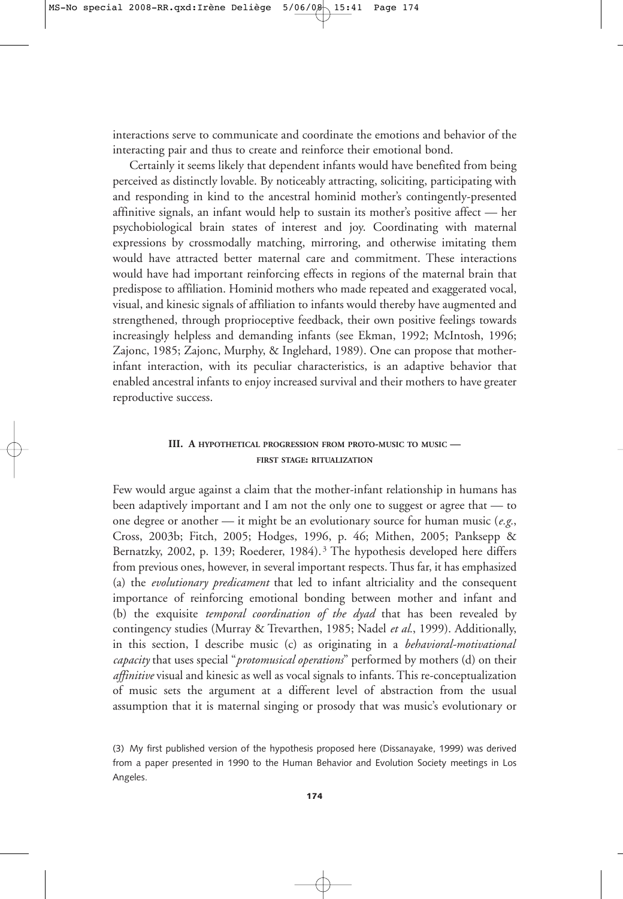interactions serve to communicate and coordinate the emotions and behavior of the interacting pair and thus to create and reinforce their emotional bond.

Certainly it seems likely that dependent infants would have benefited from being perceived as distinctly lovable. By noticeably attracting, soliciting, participating with and responding in kind to the ancestral hominid mother's contingently-presented affinitive signals, an infant would help to sustain its mother's positive affect — her psychobiological brain states of interest and joy. Coordinating with maternal expressions by crossmodally matching, mirroring, and otherwise imitating them would have attracted better maternal care and commitment. These interactions would have had important reinforcing effects in regions of the maternal brain that predispose to affiliation. Hominid mothers who made repeated and exaggerated vocal, visual, and kinesic signals of affiliation to infants would thereby have augmented and strengthened, through proprioceptive feedback, their own positive feelings towards increasingly helpless and demanding infants (see Ekman, 1992; McIntosh, 1996; Zajonc, 1985; Zajonc, Murphy, & Inglehard, 1989). One can propose that mother-infant interaction, with its peculiar characteristics, is an adaptive behavior that enabled ancestral infants to enjoy increased survival and their mothers to have greater reproductive success.

## III. A HYPOTHETICAL PROGRESSION FROM PROTO-MUSIC TO MUSIC — FIRST STAGE: RITUALIZATION

Few would argue against a claim that the mother-infant relationship in humans has been adaptively important and I am not the only one to suggest or agree that — to one degree or another — it might be an evolutionary source for human music (*e.g.*, Cross, 2003b; Fitch, 2005; Hodges, 1996, p. 46; Mithen, 2005; Panksepp & Bernatzky, 2002, p. 139; Roederer, 1984).[3] The hypothesis developed here differs from previous ones, however, in several important respects. Thus far, it has emphasized (a) the *evolutionary predicament* that led to infant altriciality and the consequent importance of reinforcing emotional bonding between mother and infant and (b) the exquisite *temporal coordination of the dyad* that has been revealed by contingency studies (Murray & Trevarthen, 1985; Nadel *et al.*, 1999). Additionally, in this section, I describe music (c) as originating in a *behavioral-motivational capacity* that uses special "*protomusical operations*" performed by mothers (d) on their *affinitive* visual and kinesic as well as vocal signals to infants. This re-conceptualization of music sets the argument at a different level of abstraction from the usual assumption that it is maternal singing or prosody that was music's evolutionary or

(3) My first published version of the hypothesis proposed here (Dissanayake, 1999) was derived from a paper presented in 1990 to the Human Behavior and Evolution Society meetings in Los Angeles.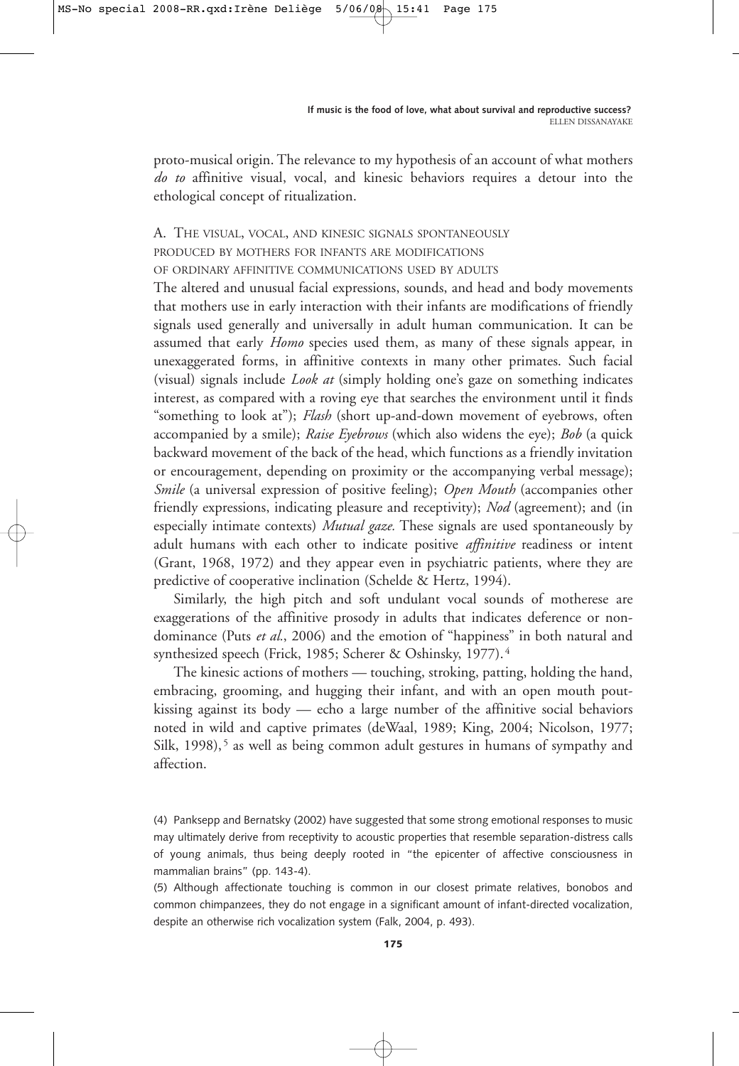proto-musical origin. The relevance to my hypothesis of an account of what mothers *do to* affinitive visual, vocal, and kinesic behaviors requires a detour into the ethological concept of ritualization.

### A. The visual, vocal, and kinesic signals spontaneously produced by mothers for infants are modifications of ordinary affinitive communications used by adults

The altered and unusual facial expressions, sounds, and head and body movements that mothers use in early interaction with their infants are modifications of friendly signals used generally and universally in adult human communication. It can be assumed that early *Homo* species used them, as many of these signals appear, in unexaggerated forms, in affinitive contexts in many other primates. Such facial (visual) signals include *Look at* (simply holding one's gaze on something indicates interest, as compared with a roving eye that searches the environment until it finds "something to look at"); *Flash* (short up-and-down movement of eyebrows, often accompanied by a smile); *Raise Eyebrows* (which also widens the eye); *Bob* (a quick backward movement of the back of the head, which functions as a friendly invitation or encouragement, depending on proximity or the accompanying verbal message); *Smile* (a universal expression of positive feeling); *Open Mouth* (accompanies other friendly expressions, indicating pleasure and receptivity); *Nod* (agreement); and (in especially intimate contexts) *Mutual gaze*. These signals are used spontaneously by adult humans with each other to indicate positive *affinitive* readiness or intent (Grant, 1968, 1972) and they appear even in psychiatric patients, where they are predictive of cooperative inclination (Schelde & Hertz, 1994).

Similarly, the high pitch and soft undulant vocal sounds of motherese are exaggerations of the affinitive prosody in adults that indicates deference or non-dominance (Puts *et al.*, 2006) and the emotion of "happiness" in both natural and synthesized speech (Frick, 1985; Scherer & Oshinsky, 1977).[4]

The kinesic actions of mothers — touching, stroking, patting, holding the hand, embracing, grooming, and hugging their infant, and with an open mouth pout-kissing against its body — echo a large number of the affinitive social behaviors noted in wild and captive primates (deWaal, 1989; King, 2004; Nicolson, 1977; Silk, 1998),[5] as well as being common adult gestures in humans of sympathy and affection.

---

(4) Panksepp and Bernatsky (2002) have suggested that some strong emotional responses to music may ultimately derive from receptivity to acoustic properties that resemble separation-distress calls of young animals, thus being deeply rooted in "the epicenter of affective consciousness in mammalian brains" (pp. 143-4).

(5) Although affectionate touching is common in our closest primate relatives, bonobos and common chimpanzees, they do not engage in a significant amount of infant-directed vocalization, despite an otherwise rich vocalization system (Falk, 2004, p. 493).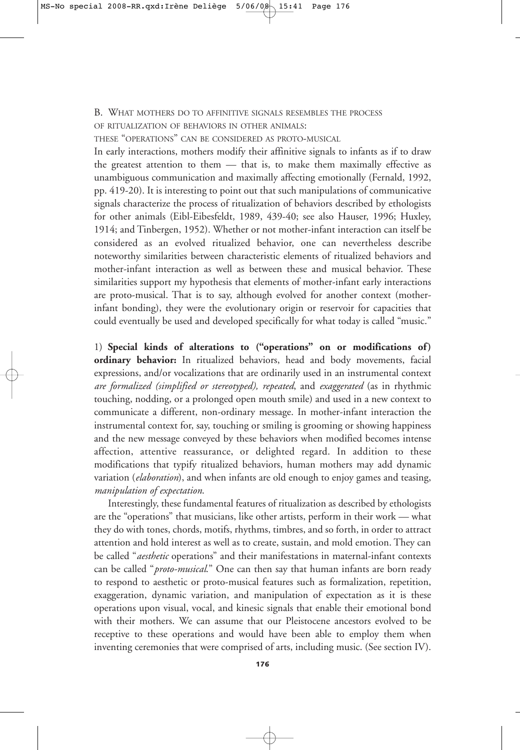### B. What mothers do to affinitive signals resembles the process of ritualization of behaviors in other animals: these "operations" can be considered as proto-musical

In early interactions, mothers modify their affinitive signals to infants as if to draw the greatest attention to them — that is, to make them maximally effective as unambiguous communication and maximally affecting emotionally (Fernald, 1992, pp. 419-20). It is interesting to point out that such manipulations of communicative signals characterize the process of ritualization of behaviors described by ethologists for other animals (Eibl-Eibesfeldt, 1989, 439-40; see also Hauser, 1996; Huxley, 1914; and Tinbergen, 1952). Whether or not mother-infant interaction can itself be considered as an evolved ritualized behavior, one can nevertheless describe noteworthy similarities between characteristic elements of ritualized behaviors and mother-infant interaction as well as between these and musical behavior. These similarities support my hypothesis that elements of mother-infant early interactions are proto-musical. That is to say, although evolved for another context (mother-infant bonding), they were the evolutionary origin or reservoir for capacities that could eventually be used and developed specifically for what today is called "music."

1) **Special kinds of alterations to ("operations" on or modifications of) ordinary behavior:** In ritualized behaviors, head and body movements, facial expressions, and/or vocalizations that are ordinarily used in an instrumental context *are formalized (simplified or stereotyped), repeated*, and *exaggerated* (as in rhythmic touching, nodding, or a prolonged open mouth smile) and used in a new context to communicate a different, non-ordinary message. In mother-infant interaction the instrumental context for, say, touching or smiling is grooming or showing happiness and the new message conveyed by these behaviors when modified becomes intense affection, attentive reassurance, or delighted regard. In addition to these modifications that typify ritualized behaviors, human mothers may add dynamic variation (*elaboration*), and when infants are old enough to enjoy games and teasing, *manipulation of expectation*.

Interestingly, these fundamental features of ritualization as described by ethologists are the "operations" that musicians, like other artists, perform in their work — what they do with tones, chords, motifs, rhythms, timbres, and so forth, in order to attract attention and hold interest as well as to create, sustain, and mold emotion. They can be called "*aesthetic* operations" and their manifestations in maternal-infant contexts can be called "*proto-musical*." One can then say that human infants are born ready to respond to aesthetic or proto-musical features such as formalization, repetition, exaggeration, dynamic variation, and manipulation of expectation as it is these operations upon visual, vocal, and kinesic signals that enable their emotional bond with their mothers. We can assume that our Pleistocene ancestors evolved to be receptive to these operations and would have been able to employ them when inventing ceremonies that were comprised of arts, including music. (See section IV).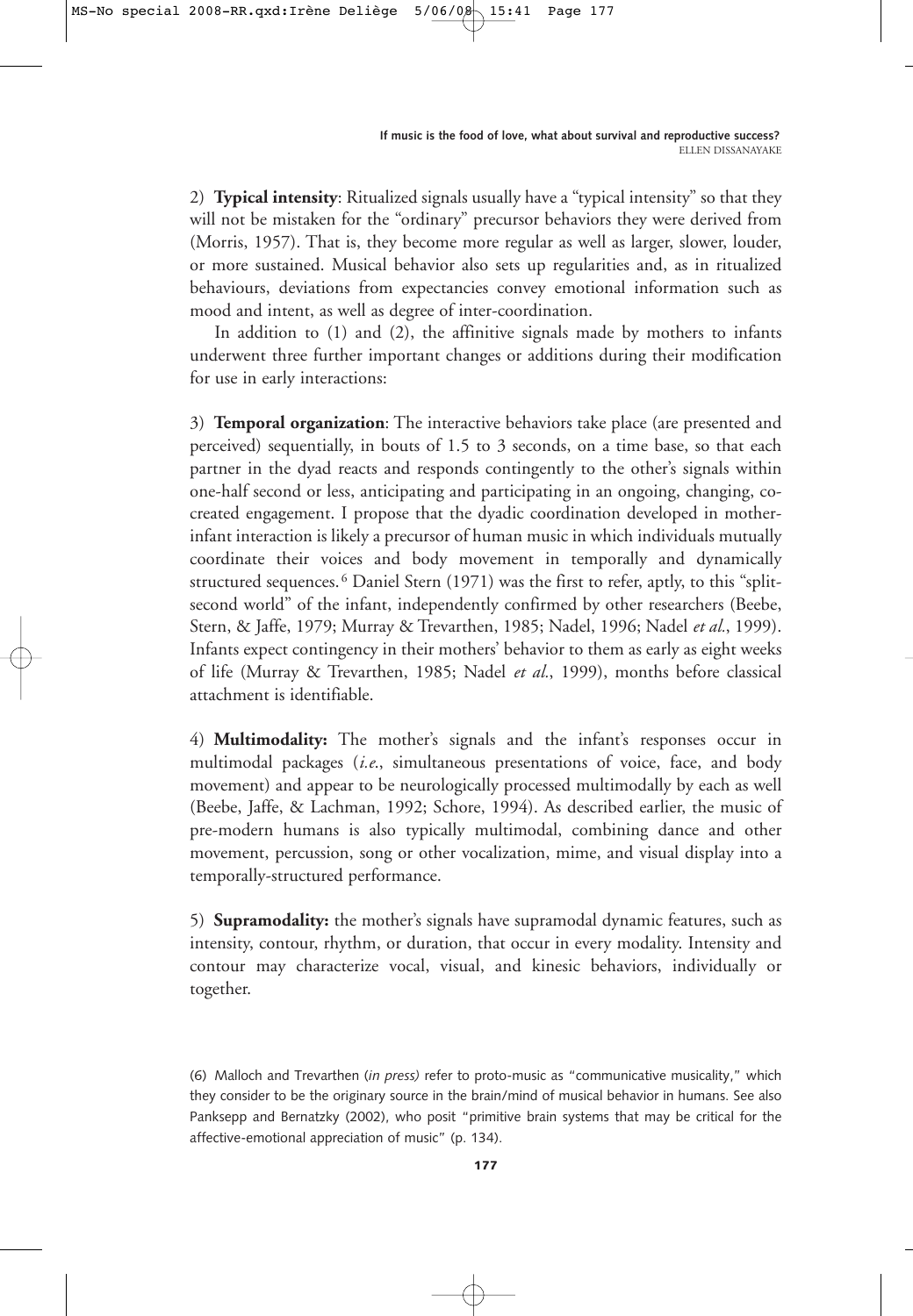2) **Typical intensity**: Ritualized signals usually have a "typical intensity" so that they will not be mistaken for the "ordinary" precursor behaviors they were derived from (Morris, 1957). That is, they become more regular as well as larger, slower, louder, or more sustained. Musical behavior also sets up regularities and, as in ritualized behaviours, deviations from expectancies convey emotional information such as mood and intent, as well as degree of inter-coordination.

In addition to (1) and (2), the affinitive signals made by mothers to infants underwent three further important changes or additions during their modification for use in early interactions:

3) **Temporal organization**: The interactive behaviors take place (are presented and perceived) sequentially, in bouts of 1.5 to 3 seconds, on a time base, so that each partner in the dyad reacts and responds contingently to the other's signals within one-half second or less, anticipating and participating in an ongoing, changing, co-created engagement. I propose that the dyadic coordination developed in mother-infant interaction is likely a precursor of human music in which individuals mutually coordinate their voices and body movement in temporally and dynamically structured sequences.[6] Daniel Stern (1971) was the first to refer, aptly, to this "split-second world" of the infant, independently confirmed by other researchers (Beebe, Stern, & Jaffe, 1979; Murray & Trevarthen, 1985; Nadel, 1996; Nadel *et al.*, 1999). Infants expect contingency in their mothers' behavior to them as early as eight weeks of life (Murray & Trevarthen, 1985; Nadel *et al.*, 1999), months before classical attachment is identifiable.

4) **Multimodality:** The mother's signals and the infant's responses occur in multimodal packages (*i.e.*, simultaneous presentations of voice, face, and body movement) and appear to be neurologically processed multimodally by each as well (Beebe, Jaffe, & Lachman, 1992; Schore, 1994). As described earlier, the music of pre-modern humans is also typically multimodal, combining dance and other movement, percussion, song or other vocalization, mime, and visual display into a temporally-structured performance.

5) **Supramodality:** the mother's signals have supramodal dynamic features, such as intensity, contour, rhythm, or duration, that occur in every modality. Intensity and contour may characterize vocal, visual, and kinesic behaviors, individually or together.

(6) Malloch and Trevarthen (*in press)* refer to proto-music as "communicative musicality," which they consider to be the originary source in the brain/mind of musical behavior in humans. See also Panksepp and Bernatzky (2002), who posit "primitive brain systems that may be critical for the affective-emotional appreciation of music" (p. 134).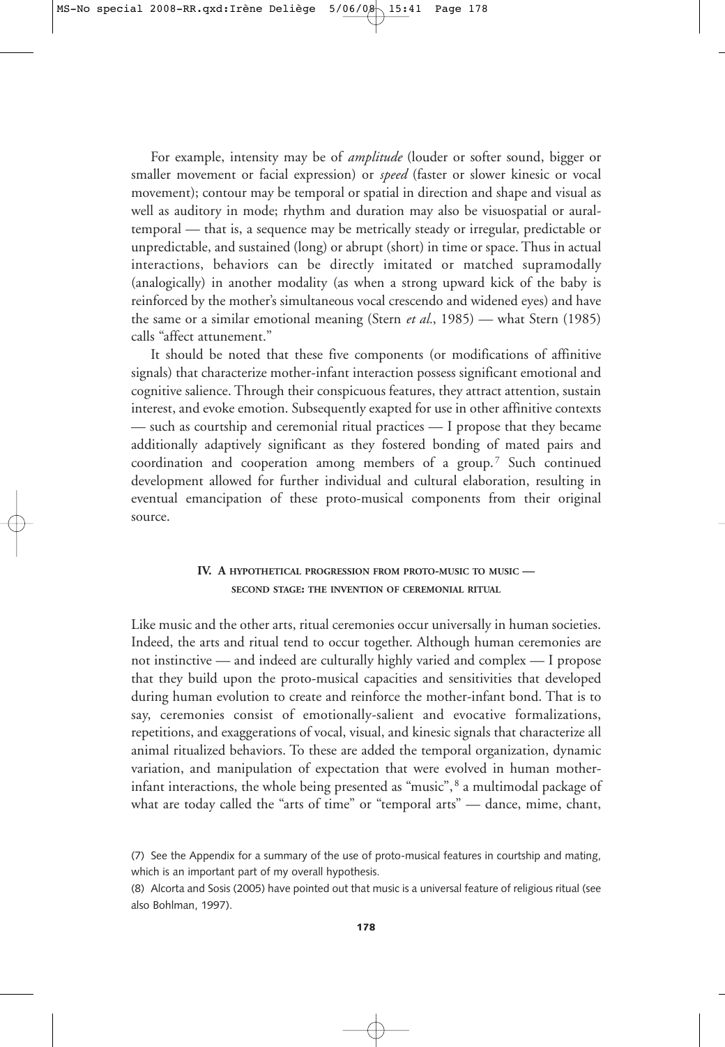For example, intensity may be of *amplitude* (louder or softer sound, bigger or smaller movement or facial expression) or *speed* (faster or slower kinesic or vocal movement); contour may be temporal or spatial in direction and shape and visual as well as auditory in mode; rhythm and duration may also be visuospatial or auraltemporal — that is, a sequence may be metrically steady or irregular, predictable or unpredictable, and sustained (long) or abrupt (short) in time or space. Thus in actual interactions, behaviors can be directly imitated or matched supramodally (analogically) in another modality (as when a strong upward kick of the baby is reinforced by the mother's simultaneous vocal crescendo and widened eyes) and have the same or a similar emotional meaning (Stern *et al.*, 1985) — what Stern (1985) calls "affect attunement."

It should be noted that these five components (or modifications of affinitive signals) that characterize mother-infant interaction possess significant emotional and cognitive salience. Through their conspicuous features, they attract attention, sustain interest, and evoke emotion. Subsequently exapted for use in other affinitive contexts — such as courtship and ceremonial ritual practices — I propose that they became additionally adaptively significant as they fostered bonding of mated pairs and coordination and cooperation among members of a group.[7] Such continued development allowed for further individual and cultural elaboration, resulting in eventual emancipation of these proto-musical components from their original source.

## IV. A HYPOTHETICAL PROGRESSION FROM PROTO-MUSIC TO MUSIC — SECOND STAGE: THE INVENTION OF CEREMONIAL RITUAL

Like music and the other arts, ritual ceremonies occur universally in human societies. Indeed, the arts and ritual tend to occur together. Although human ceremonies are not instinctive — and indeed are culturally highly varied and complex — I propose that they build upon the proto-musical capacities and sensitivities that developed during human evolution to create and reinforce the mother-infant bond. That is to say, ceremonies consist of emotionally-salient and evocative formalizations, repetitions, and exaggerations of vocal, visual, and kinesic signals that characterize all animal ritualized behaviors. To these are added the temporal organization, dynamic variation, and manipulation of expectation that were evolved in human mother-infant interactions, the whole being presented as "music",[8] a multimodal package of what are today called the "arts of time" or "temporal arts" — dance, mime, chant,

(7) See the Appendix for a summary of the use of proto-musical features in courtship and mating, which is an important part of my overall hypothesis.

(8) Alcorta and Sosis (2005) have pointed out that music is a universal feature of religious ritual (see also Bohlman, 1997).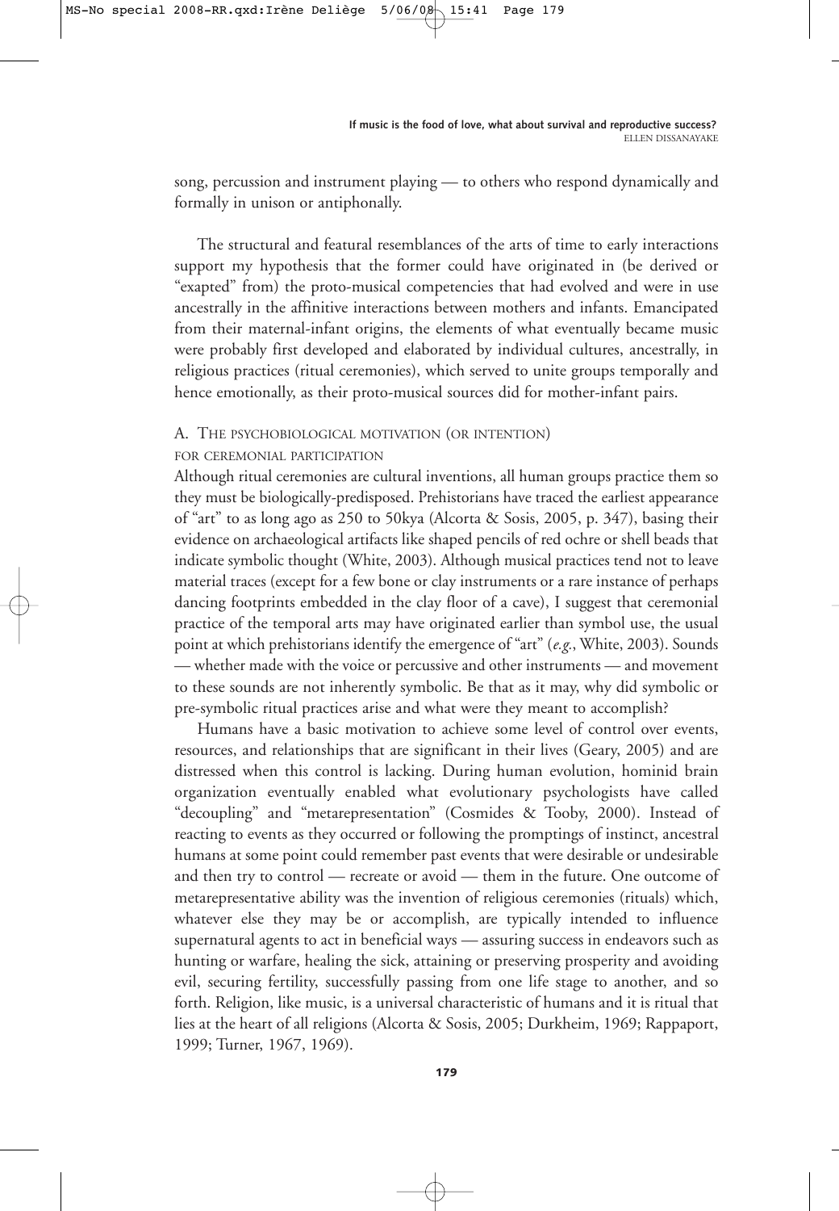song, percussion and instrument playing — to others who respond dynamically and formally in unison or antiphonally.

The structural and featural resemblances of the arts of time to early interactions support my hypothesis that the former could have originated in (be derived or "exapted" from) the proto-musical competencies that had evolved and were in use ancestrally in the affinitive interactions between mothers and infants. Emancipated from their maternal-infant origins, the elements of what eventually became music were probably first developed and elaborated by individual cultures, ancestrally, in religious practices (ritual ceremonies), which served to unite groups temporally and hence emotionally, as their proto-musical sources did for mother-infant pairs.

### A. The psychobiological motivation (or intention) for ceremonial participation

Although ritual ceremonies are cultural inventions, all human groups practice them so they must be biologically-predisposed. Prehistorians have traced the earliest appearance of "art" to as long ago as 250 to 50kya (Alcorta & Sosis, 2005, p. 347), basing their evidence on archaeological artifacts like shaped pencils of red ochre or shell beads that indicate symbolic thought (White, 2003). Although musical practices tend not to leave material traces (except for a few bone or clay instruments or a rare instance of perhaps dancing footprints embedded in the clay floor of a cave), I suggest that ceremonial practice of the temporal arts may have originated earlier than symbol use, the usual point at which prehistorians identify the emergence of "art" (*e.g.*, White, 2003). Sounds — whether made with the voice or percussive and other instruments — and movement to these sounds are not inherently symbolic. Be that as it may, why did symbolic or pre-symbolic ritual practices arise and what were they meant to accomplish?

Humans have a basic motivation to achieve some level of control over events, resources, and relationships that are significant in their lives (Geary, 2005) and are distressed when this control is lacking. During human evolution, hominid brain organization eventually enabled what evolutionary psychologists have called "decoupling" and "metarepresentation" (Cosmides & Tooby, 2000). Instead of reacting to events as they occurred or following the promptings of instinct, ancestral humans at some point could remember past events that were desirable or undesirable and then try to control — recreate or avoid — them in the future. One outcome of metarepresentative ability was the invention of religious ceremonies (rituals) which, whatever else they may be or accomplish, are typically intended to influence supernatural agents to act in beneficial ways — assuring success in endeavors such as hunting or warfare, healing the sick, attaining or preserving prosperity and avoiding evil, securing fertility, successfully passing from one life stage to another, and so forth. Religion, like music, is a universal characteristic of humans and it is ritual that lies at the heart of all religions (Alcorta & Sosis, 2005; Durkheim, 1969; Rappaport, 1999; Turner, 1967, 1969).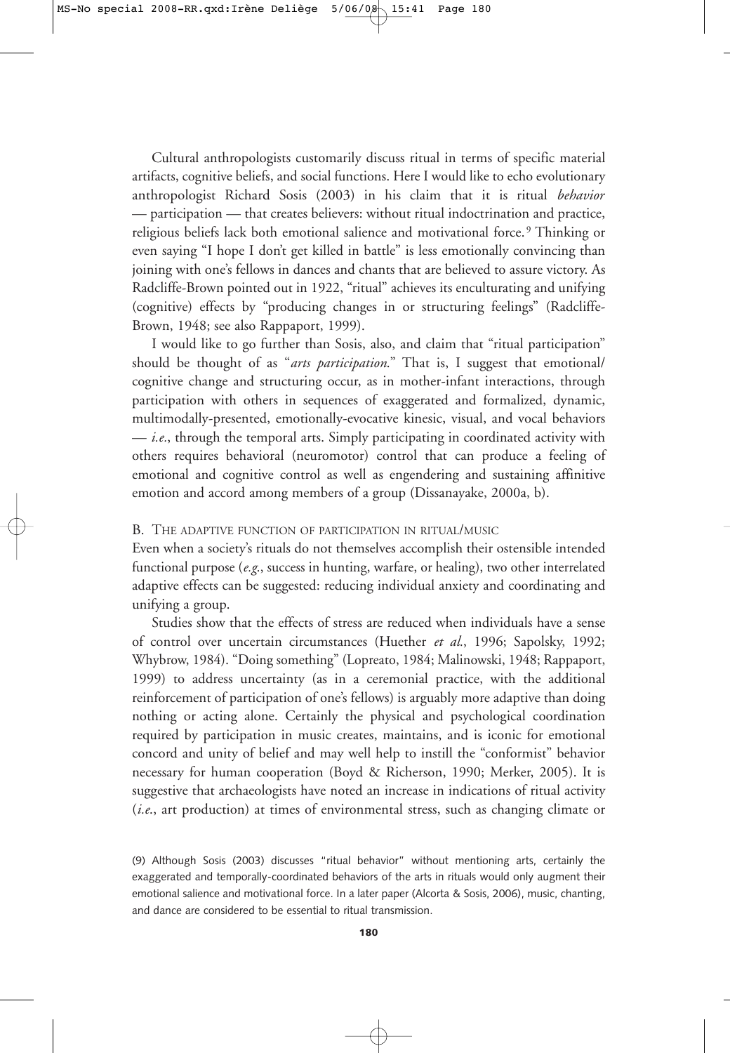Cultural anthropologists customarily discuss ritual in terms of specific material artifacts, cognitive beliefs, and social functions. Here I would like to echo evolutionary anthropologist Richard Sosis (2003) in his claim that it is ritual *behavior* — participation — that creates believers: without ritual indoctrination and practice, religious beliefs lack both emotional salience and motivational force.[9] Thinking or even saying "I hope I don't get killed in battle" is less emotionally convincing than joining with one's fellows in dances and chants that are believed to assure victory. As Radcliffe-Brown pointed out in 1922, "ritual" achieves its enculturating and unifying (cognitive) effects by "producing changes in or structuring feelings" (Radcliffe-Brown, 1948; see also Rappaport, 1999).

I would like to go further than Sosis, also, and claim that "ritual participation" should be thought of as "*arts participation*." That is, I suggest that emotional/cognitive change and structuring occur, as in mother-infant interactions, through participation with others in sequences of exaggerated and formalized, dynamic, multimodally-presented, emotionally-evocative kinesic, visual, and vocal behaviors — *i.e.*, through the temporal arts. Simply participating in coordinated activity with others requires behavioral (neuromotor) control that can produce a feeling of emotional and cognitive control as well as engendering and sustaining affinitive emotion and accord among members of a group (Dissanayake, 2000a, b).

### B. The adaptive function of participation in ritual/music

Even when a society's rituals do not themselves accomplish their ostensible intended functional purpose (*e.g.*, success in hunting, warfare, or healing), two other interrelated adaptive effects can be suggested: reducing individual anxiety and coordinating and unifying a group.

Studies show that the effects of stress are reduced when individuals have a sense of control over uncertain circumstances (Huether *et al.*, 1996; Sapolsky, 1992; Whybrow, 1984). "Doing something" (Lopreato, 1984; Malinowski, 1948; Rappaport, 1999) to address uncertainty (as in a ceremonial practice, with the additional reinforcement of participation of one's fellows) is arguably more adaptive than doing nothing or acting alone. Certainly the physical and psychological coordination required by participation in music creates, maintains, and is iconic for emotional concord and unity of belief and may well help to instill the "conformist" behavior necessary for human cooperation (Boyd & Richerson, 1990; Merker, 2005). It is suggestive that archaeologists have noted an increase in indications of ritual activity (*i.e.*, art production) at times of environmental stress, such as changing climate or

(9) Although Sosis (2003) discusses "ritual behavior" without mentioning arts, certainly the exaggerated and temporally-coordinated behaviors of the arts in rituals would only augment their emotional salience and motivational force. In a later paper (Alcorta & Sosis, 2006), music, chanting, and dance are considered to be essential to ritual transmission.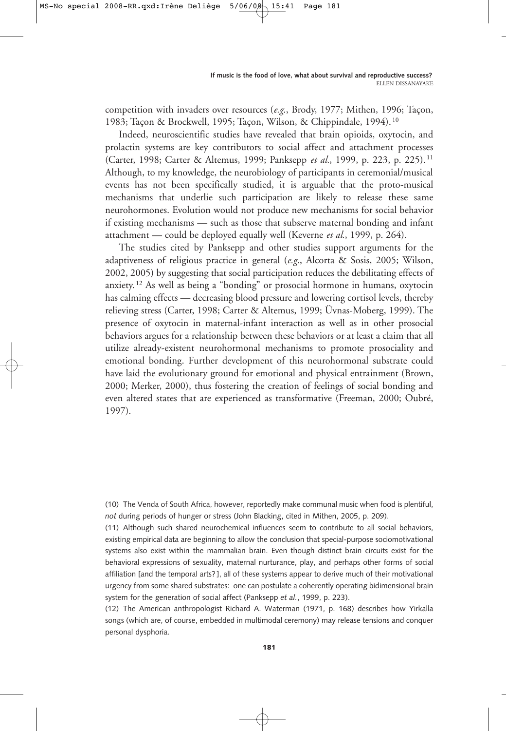competition with invaders over resources (*e.g.*, Brody, 1977; Mithen, 1996; Taçon, 1983; Taçon & Brockwell, 1995; Taçon, Wilson, & Chippindale, 1994).[10]

Indeed, neuroscientific studies have revealed that brain opioids, oxytocin, and prolactin systems are key contributors to social affect and attachment processes (Carter, 1998; Carter & Altemus, 1999; Panksepp *et al.*, 1999, p. 223, p. 225).[11] Although, to my knowledge, the neurobiology of participants in ceremonial/musical events has not been specifically studied, it is arguable that the proto-musical mechanisms that underlie such participation are likely to release these same neurohormones. Evolution would not produce new mechanisms for social behavior if existing mechanisms — such as those that subserve maternal bonding and infant attachment — could be deployed equally well (Keverne *et al.*, 1999, p. 264).

The studies cited by Panksepp and other studies support arguments for the adaptiveness of religious practice in general (*e.g.*, Alcorta & Sosis, 2005; Wilson, 2002, 2005) by suggesting that social participation reduces the debilitating effects of anxiety.[12] As well as being a "bonding" or prosocial hormone in humans, oxytocin has calming effects — decreasing blood pressure and lowering cortisol levels, thereby relieving stress (Carter, 1998; Carter & Altemus, 1999; Üvnas-Moberg, 1999). The presence of oxytocin in maternal-infant interaction as well as in other prosocial behaviors argues for a relationship between these behaviors or at least a claim that all utilize already-existent neurohormonal mechanisms to promote prosociality and emotional bonding. Further development of this neurohormonal substrate could have laid the evolutionary ground for emotional and physical entrainment (Brown, 2000; Merker, 2000), thus fostering the creation of feelings of social bonding and even altered states that are experienced as transformative (Freeman, 2000; Oubré, 1997).

(10) The Venda of South Africa, however, reportedly make communal music when food is plentiful, *not* during periods of hunger or stress (John Blacking, cited in Mithen, 2005, p. 209).

(11) Although such shared neurochemical influences seem to contribute to all social behaviors, existing empirical data are beginning to allow the conclusion that special-purpose sociomotivational systems also exist within the mammalian brain. Even though distinct brain circuits exist for the behavioral expressions of sexuality, maternal nurturance, play, and perhaps other forms of social affiliation [and the temporal arts?], all of these systems appear to derive much of their motivational urgency from some shared substrates: one can postulate a coherently operating bidimensional brain system for the generation of social affect (Panksepp *et al.*, 1999, p. 223).

(12) The American anthropologist Richard A. Waterman (1971, p. 168) describes how Yirkalla songs (which are, of course, embedded in multimodal ceremony) may release tensions and conquer personal dysphoria.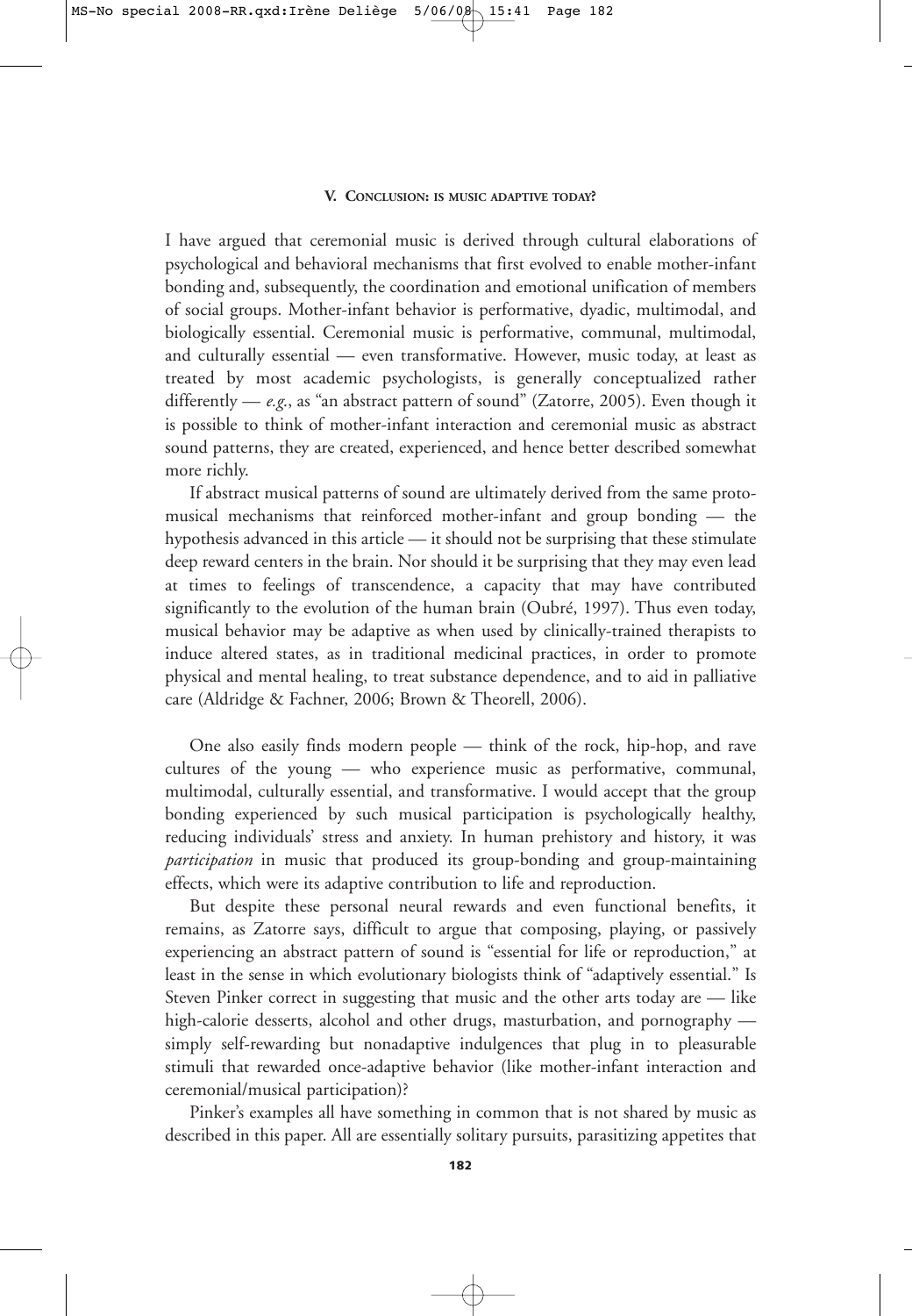## V. Conclusion: is music adaptive today?

I have argued that ceremonial music is derived through cultural elaborations of psychological and behavioral mechanisms that first evolved to enable mother-infant bonding and, subsequently, the coordination and emotional unification of members of social groups. Mother-infant behavior is performative, dyadic, multimodal, and biologically essential. Ceremonial music is performative, communal, multimodal, and culturally essential — even transformative. However, music today, at least as treated by most academic psychologists, is generally conceptualized rather differently — *e.g.*, as "an abstract pattern of sound" (Zatorre, 2005). Even though it is possible to think of mother-infant interaction and ceremonial music as abstract sound patterns, they are created, experienced, and hence better described somewhat more richly.

If abstract musical patterns of sound are ultimately derived from the same proto-musical mechanisms that reinforced mother-infant and group bonding — the hypothesis advanced in this article — it should not be surprising that these stimulate deep reward centers in the brain. Nor should it be surprising that they may even lead at times to feelings of transcendence, a capacity that may have contributed significantly to the evolution of the human brain (Oubré, 1997). Thus even today, musical behavior may be adaptive as when used by clinically-trained therapists to induce altered states, as in traditional medicinal practices, in order to promote physical and mental healing, to treat substance dependence, and to aid in palliative care (Aldridge & Fachner, 2006; Brown & Theorell, 2006).

One also easily finds modern people — think of the rock, hip-hop, and rave cultures of the young — who experience music as performative, communal, multimodal, culturally essential, and transformative. I would accept that the group bonding experienced by such musical participation is psychologically healthy, reducing individuals' stress and anxiety. In human prehistory and history, it was *participation* in music that produced its group-bonding and group-maintaining effects, which were its adaptive contribution to life and reproduction.

But despite these personal neural rewards and even functional benefits, it remains, as Zatorre says, difficult to argue that composing, playing, or passively experiencing an abstract pattern of sound is "essential for life or reproduction," at least in the sense in which evolutionary biologists think of "adaptively essential." Is Steven Pinker correct in suggesting that music and the other arts today are — like high-calorie desserts, alcohol and other drugs, masturbation, and pornography — simply self-rewarding but nonadaptive indulgences that plug in to pleasurable stimuli that rewarded once-adaptive behavior (like mother-infant interaction and ceremonial/musical participation)?

Pinker's examples all have something in common that is not shared by music as described in this paper. All are essentially solitary pursuits, parasitizing appetites that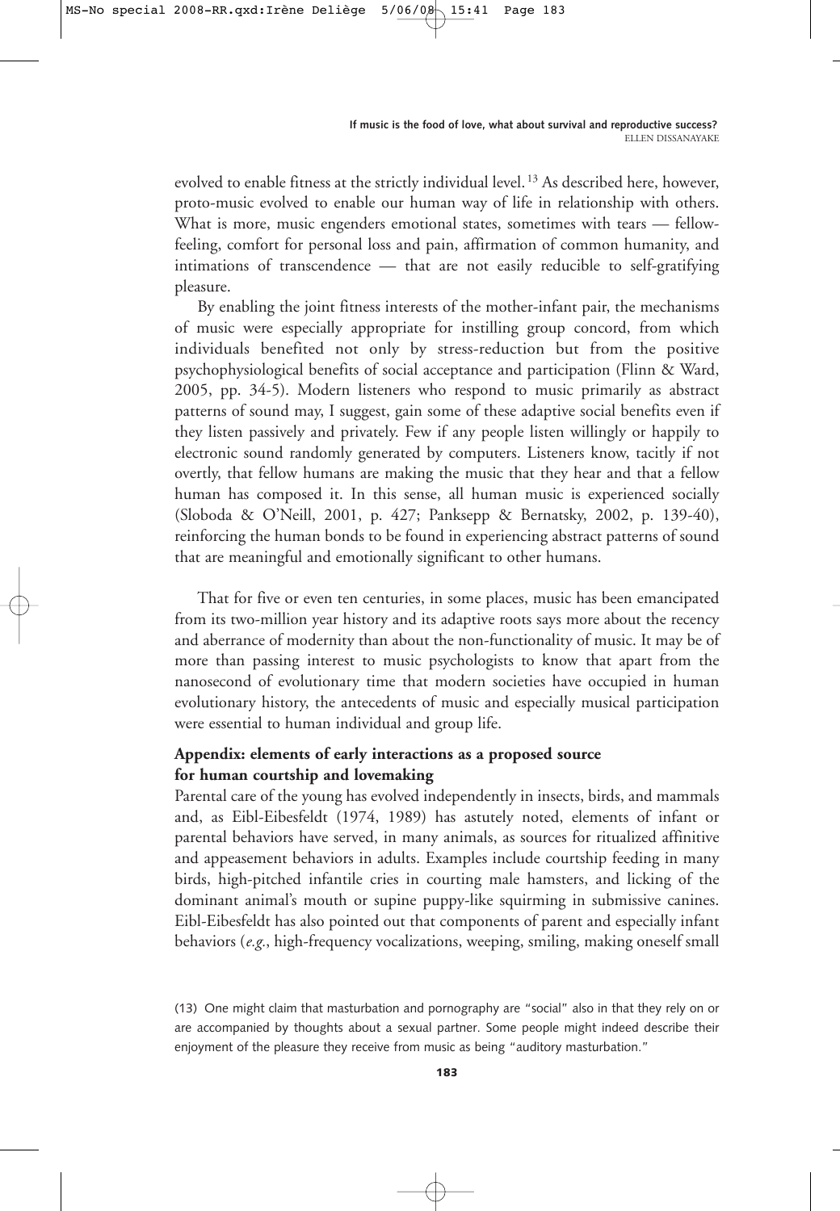evolved to enable fitness at the strictly individual level.[13] As described here, however, proto-music evolved to enable our human way of life in relationship with others. What is more, music engenders emotional states, sometimes with tears — fellow-feeling, comfort for personal loss and pain, affirmation of common humanity, and intimations of transcendence — that are not easily reducible to self-gratifying pleasure.

By enabling the joint fitness interests of the mother-infant pair, the mechanisms of music were especially appropriate for instilling group concord, from which individuals benefited not only by stress-reduction but from the positive psychophysiological benefits of social acceptance and participation (Flinn & Ward, 2005, pp. 34-5). Modern listeners who respond to music primarily as abstract patterns of sound may, I suggest, gain some of these adaptive social benefits even if they listen passively and privately. Few if any people listen willingly or happily to electronic sound randomly generated by computers. Listeners know, tacitly if not overtly, that fellow humans are making the music that they hear and that a fellow human has composed it. In this sense, all human music is experienced socially (Sloboda & O'Neill, 2001, p. 427; Panksepp & Bernatsky, 2002, p. 139-40), reinforcing the human bonds to be found in experiencing abstract patterns of sound that are meaningful and emotionally significant to other humans.

That for five or even ten centuries, in some places, music has been emancipated from its two-million year history and its adaptive roots says more about the recency and aberrance of modernity than about the non-functionality of music. It may be of more than passing interest to music psychologists to know that apart from the nanosecond of evolutionary time that modern societies have occupied in human evolutionary history, the antecedents of music and especially musical participation were essential to human individual and group life.

## Appendix: elements of early interactions as a proposed source for human courtship and lovemaking

Parental care of the young has evolved independently in insects, birds, and mammals and, as Eibl-Eibesfeldt (1974, 1989) has astutely noted, elements of infant or parental behaviors have served, in many animals, as sources for ritualized affinitive and appeasement behaviors in adults. Examples include courtship feeding in many birds, high-pitched infantile cries in courting male hamsters, and licking of the dominant animal's mouth or supine puppy-like squirming in submissive canines. Eibl-Eibesfeldt has also pointed out that components of parent and especially infant behaviors (*e.g.*, high-frequency vocalizations, weeping, smiling, making oneself small

(13) One might claim that masturbation and pornography are "social" also in that they rely on or are accompanied by thoughts about a sexual partner. Some people might indeed describe their enjoyment of the pleasure they receive from music as being "auditory masturbation."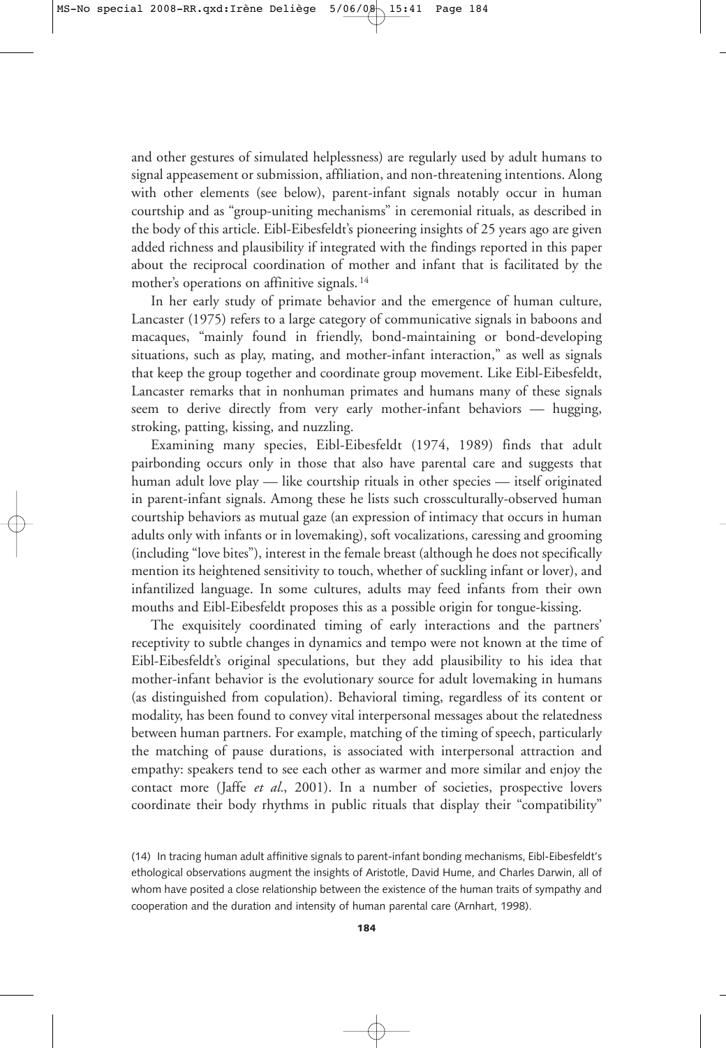and other gestures of simulated helplessness) are regularly used by adult humans to signal appeasement or submission, affiliation, and non-threatening intentions. Along with other elements (see below), parent-infant signals notably occur in human courtship and as "group-uniting mechanisms" in ceremonial rituals, as described in the body of this article. Eibl-Eibesfeldt's pioneering insights of 25 years ago are given added richness and plausibility if integrated with the findings reported in this paper about the reciprocal coordination of mother and infant that is facilitated by the mother's operations on affinitive signals.[14]

In her early study of primate behavior and the emergence of human culture, Lancaster (1975) refers to a large category of communicative signals in baboons and macaques, "mainly found in friendly, bond-maintaining or bond-developing situations, such as play, mating, and mother-infant interaction," as well as signals that keep the group together and coordinate group movement. Like Eibl-Eibesfeldt, Lancaster remarks that in nonhuman primates and humans many of these signals seem to derive directly from very early mother-infant behaviors — hugging, stroking, patting, kissing, and nuzzling.

Examining many species, Eibl-Eibesfeldt (1974, 1989) finds that adult pairbonding occurs only in those that also have parental care and suggests that human adult love play — like courtship rituals in other species — itself originated in parent-infant signals. Among these he lists such crossculturally-observed human courtship behaviors as mutual gaze (an expression of intimacy that occurs in human adults only with infants or in lovemaking), soft vocalizations, caressing and grooming (including "love bites"), interest in the female breast (although he does not specifically mention its heightened sensitivity to touch, whether of suckling infant or lover), and infantilized language. In some cultures, adults may feed infants from their own mouths and Eibl-Eibesfeldt proposes this as a possible origin for tongue-kissing.

The exquisitely coordinated timing of early interactions and the partners' receptivity to subtle changes in dynamics and tempo were not known at the time of Eibl-Eibesfeldt's original speculations, but they add plausibility to his idea that mother-infant behavior is the evolutionary source for adult lovemaking in humans (as distinguished from copulation). Behavioral timing, regardless of its content or modality, has been found to convey vital interpersonal messages about the relatedness between human partners. For example, matching of the timing of speech, particularly the matching of pause durations, is associated with interpersonal attraction and empathy: speakers tend to see each other as warmer and more similar and enjoy the contact more (Jaffe *et al.*, 2001). In a number of societies, prospective lovers coordinate their body rhythms in public rituals that display their "compatibility"

(14) In tracing human adult affinitive signals to parent-infant bonding mechanisms, Eibl-Eibesfeldt's ethological observations augment the insights of Aristotle, David Hume, and Charles Darwin, all of whom have posited a close relationship between the existence of the human traits of sympathy and cooperation and the duration and intensity of human parental care (Arnhart, 1998).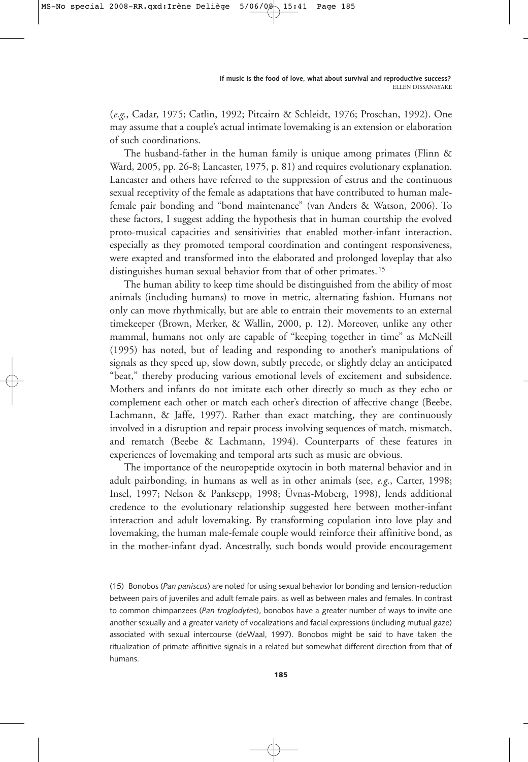(*e.g.*, Cadar, 1975; Catlin, 1992; Pitcairn & Schleidt, 1976; Proschan, 1992). One may assume that a couple's actual intimate lovemaking is an extension or elaboration of such coordinations.

The husband-father in the human family is unique among primates (Flinn & Ward, 2005, pp. 26-8; Lancaster, 1975, p. 81) and requires evolutionary explanation. Lancaster and others have referred to the suppression of estrus and the continuous sexual receptivity of the female as adaptations that have contributed to human male-female pair bonding and "bond maintenance" (van Anders & Watson, 2006). To these factors, I suggest adding the hypothesis that in human courtship the evolved proto-musical capacities and sensitivities that enabled mother-infant interaction, especially as they promoted temporal coordination and contingent responsiveness, were exapted and transformed into the elaborated and prolonged loveplay that also distinguishes human sexual behavior from that of other primates.[15]

The human ability to keep time should be distinguished from the ability of most animals (including humans) to move in metric, alternating fashion. Humans not only can move rhythmically, but are able to entrain their movements to an external timekeeper (Brown, Merker, & Wallin, 2000, p. 12). Moreover, unlike any other mammal, humans not only are capable of "keeping together in time" as McNeill (1995) has noted, but of leading and responding to another's manipulations of signals as they speed up, slow down, subtly precede, or slightly delay an anticipated "beat," thereby producing various emotional levels of excitement and subsidence. Mothers and infants do not imitate each other directly so much as they echo or complement each other or match each other's direction of affective change (Beebe, Lachmann, & Jaffe, 1997). Rather than exact matching, they are continuously involved in a disruption and repair process involving sequences of match, mismatch, and rematch (Beebe & Lachmann, 1994). Counterparts of these features in experiences of lovemaking and temporal arts such as music are obvious.

The importance of the neuropeptide oxytocin in both maternal behavior and in adult pairbonding, in humans as well as in other animals (see, *e.g.*, Carter, 1998; Insel, 1997; Nelson & Panksepp, 1998; Üvnas-Moberg, 1998), lends additional credence to the evolutionary relationship suggested here between mother-infant interaction and adult lovemaking. By transforming copulation into love play and lovemaking, the human male-female couple would reinforce their affinitive bond, as in the mother-infant dyad. Ancestrally, such bonds would provide encouragement

(15) Bonobos (*Pan paniscus*) are noted for using sexual behavior for bonding and tension-reduction between pairs of juveniles and adult female pairs, as well as between males and females. In contrast to common chimpanzees (*Pan troglodytes*), bonobos have a greater number of ways to invite one another sexually and a greater variety of vocalizations and facial expressions (including mutual gaze) associated with sexual intercourse (deWaal, 1997). Bonobos might be said to have taken the ritualization of primate affinitive signals in a related but somewhat different direction from that of humans.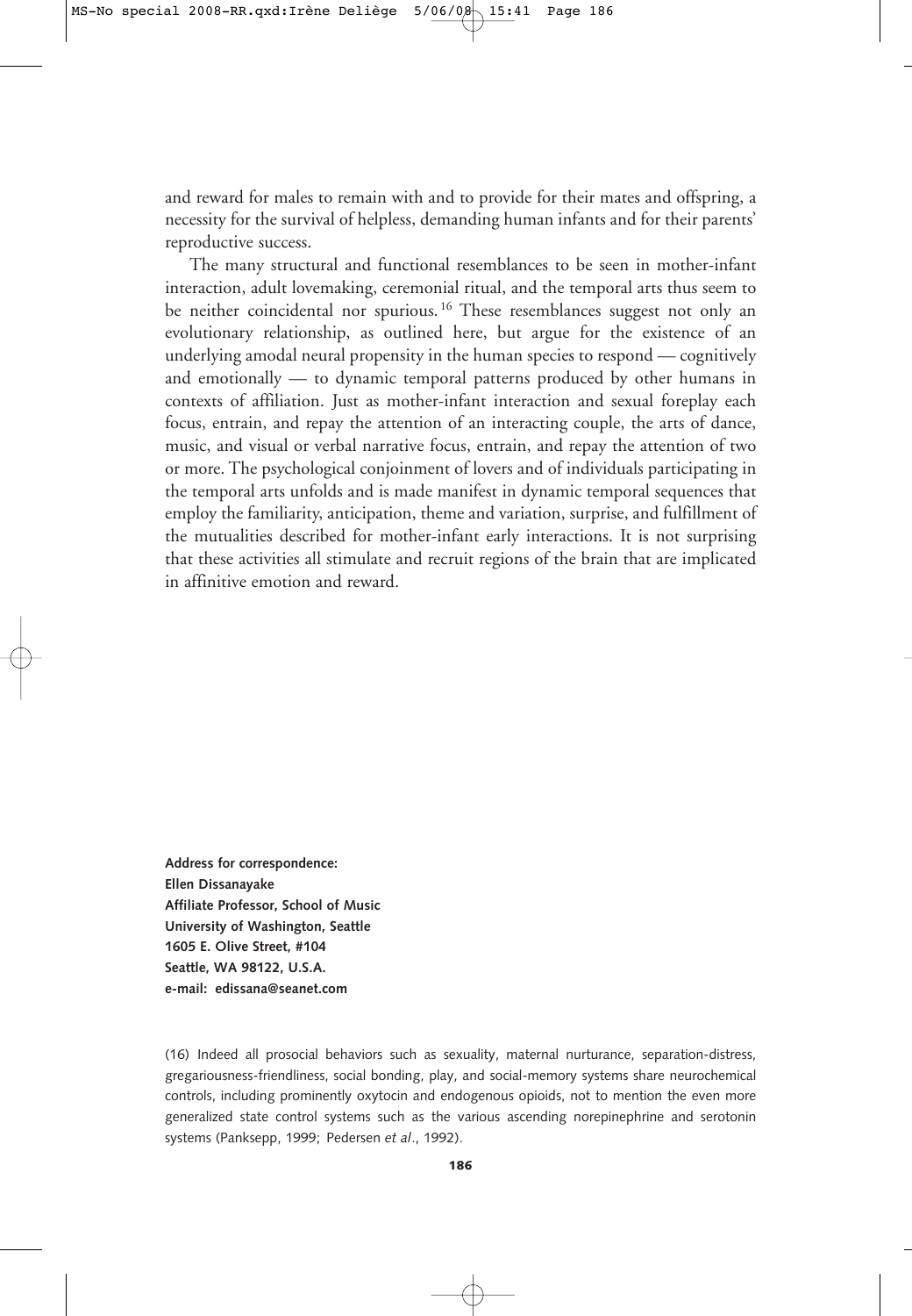and reward for males to remain with and to provide for their mates and offspring, a necessity for the survival of helpless, demanding human infants and for their parents' reproductive success.

The many structural and functional resemblances to be seen in mother-infant interaction, adult lovemaking, ceremonial ritual, and the temporal arts thus seem to be neither coincidental nor spurious.[16] These resemblances suggest not only an evolutionary relationship, as outlined here, but argue for the existence of an underlying amodal neural propensity in the human species to respond — cognitively and emotionally — to dynamic temporal patterns produced by other humans in contexts of affiliation. Just as mother-infant interaction and sexual foreplay each focus, entrain, and repay the attention of an interacting couple, the arts of dance, music, and visual or verbal narrative focus, entrain, and repay the attention of two or more. The psychological conjoinment of lovers and of individuals participating in the temporal arts unfolds and is made manifest in dynamic temporal sequences that employ the familiarity, anticipation, theme and variation, surprise, and fulfillment of the mutualities described for mother-infant early interactions. It is not surprising that these activities all stimulate and recruit regions of the brain that are implicated in affinitive emotion and reward.

**Address for correspondence:**
**Ellen Dissanayake**
**Affiliate Professor, School of Music**
**University of Washington, Seattle**
**1605 E. Olive Street, #104**
**Seattle, WA 98122, U.S.A.**
**e-mail: edissana@seanet.com**

(16) Indeed all prosocial behaviors such as sexuality, maternal nurturance, separation-distress, gregariousness-friendliness, social bonding, play, and social-memory systems share neurochemical controls, including prominently oxytocin and endogenous opioids, not to mention the even more generalized state control systems such as the various ascending norepinephrine and serotonin systems (Panksepp, 1999; Pedersen *et al*., 1992).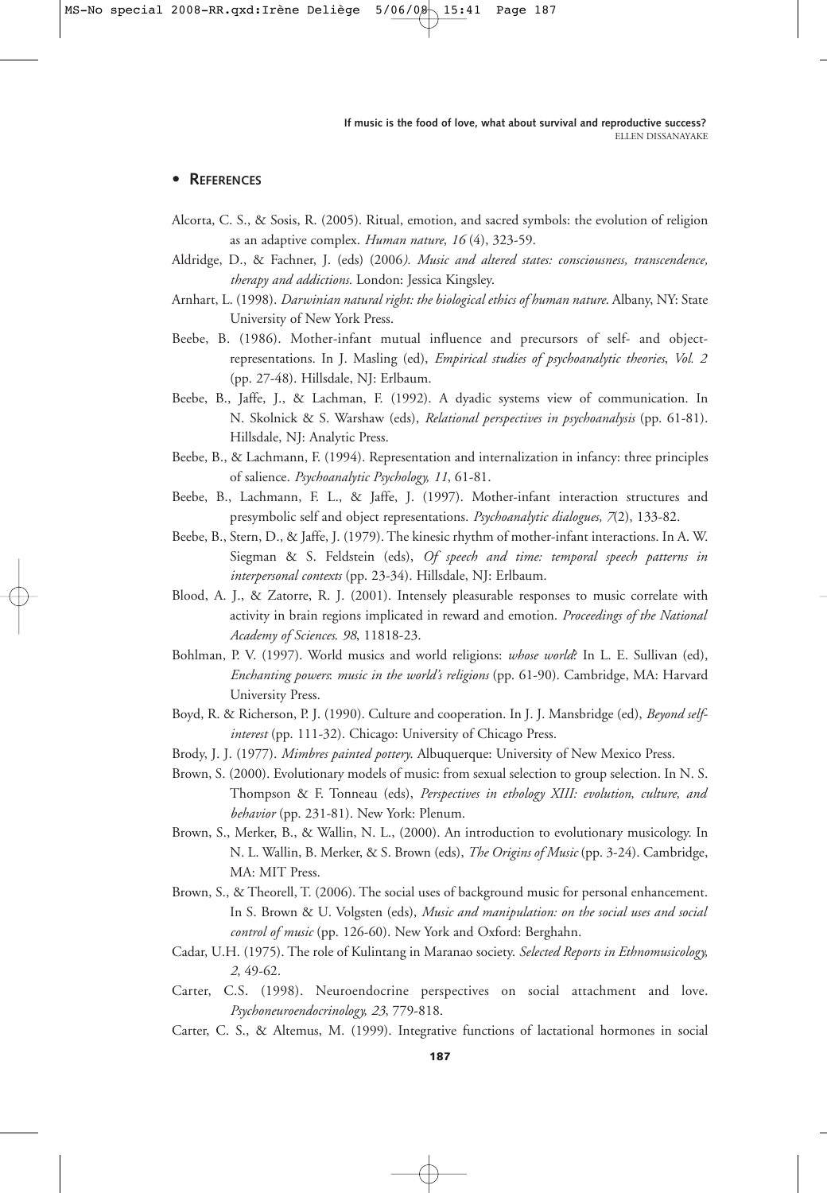## • References

Alcorta, C. S., & Sosis, R. (2005). Ritual, emotion, and sacred symbols: the evolution of religion as an adaptive complex. *Human nature*, *16* (4), 323-59.

Aldridge, D., & Fachner, J. (eds) (2006*). Music and altered states: consciousness, transcendence, therapy and addictions.* London: Jessica Kingsley.

Arnhart, L. (1998). *Darwinian natural right: the biological ethics of human nature*. Albany, NY: State University of New York Press.

Beebe, B. (1986). Mother-infant mutual influence and precursors of self- and object-representations. In J. Masling (ed), *Empirical studies of psychoanalytic theories*, *Vol. 2* (pp. 27-48). Hillsdale, NJ: Erlbaum.

Beebe, B., Jaffe, J., & Lachman, F. (1992). A dyadic systems view of communication. In N. Skolnick & S. Warshaw (eds), *Relational perspectives in psychoanalysis* (pp. 61-81). Hillsdale, NJ: Analytic Press.

Beebe, B., & Lachmann, F. (1994). Representation and internalization in infancy: three principles of salience. *Psychoanalytic Psychology, 11*, 61-81.

Beebe, B., Lachmann, F. L., & Jaffe, J. (1997). Mother-infant interaction structures and presymbolic self and object representations. *Psychoanalytic dialogues, 7*(2), 133-82.

Beebe, B., Stern, D., & Jaffe, J. (1979). The kinesic rhythm of mother-infant interactions. In A. W. Siegman & S. Feldstein (eds), *Of speech and time: temporal speech patterns in interpersonal contexts* (pp. 23-34). Hillsdale, NJ: Erlbaum.

Blood, A. J., & Zatorre, R. J. (2001). Intensely pleasurable responses to music correlate with activity in brain regions implicated in reward and emotion. *Proceedings of the National Academy of Sciences. 98*, 11818-23.

Bohlman, P. V. (1997). World musics and world religions: *whose world*? In L. E. Sullivan (ed), *Enchanting powers*: *music in the world's religions* (pp. 61-90). Cambridge, MA: Harvard University Press.

Boyd, R. & Richerson, P. J. (1990). Culture and cooperation. In J. J. Mansbridge (ed), *Beyond self-interest* (pp. 111-32). Chicago: University of Chicago Press.

Brody, J. J. (1977). *Mimbres painted pottery*. Albuquerque: University of New Mexico Press.

Brown, S. (2000). Evolutionary models of music: from sexual selection to group selection. In N. S. Thompson & F. Tonneau (eds), *Perspectives in ethology XIII: evolution, culture, and behavior* (pp. 231-81). New York: Plenum.

Brown, S., Merker, B., & Wallin, N. L., (2000). An introduction to evolutionary musicology. In N. L. Wallin, B. Merker, & S. Brown (eds), *The Origins of Music* (pp. 3-24). Cambridge, MA: MIT Press.

Brown, S., & Theorell, T. (2006). The social uses of background music for personal enhancement. In S. Brown & U. Volgsten (eds), *Music and manipulation: on the social uses and social control of music* (pp. 126-60). New York and Oxford: Berghahn.

Cadar, U.H. (1975). The role of Kulintang in Maranao society. *Selected Reports in Ethnomusicology, 2*, 49-62.

Carter, C.S. (1998). Neuroendocrine perspectives on social attachment and love. *Psychoneuroendocrinology, 23*, 779-818.

Carter, C. S., & Altemus, M. (1999). Integrative functions of lactational hormones in social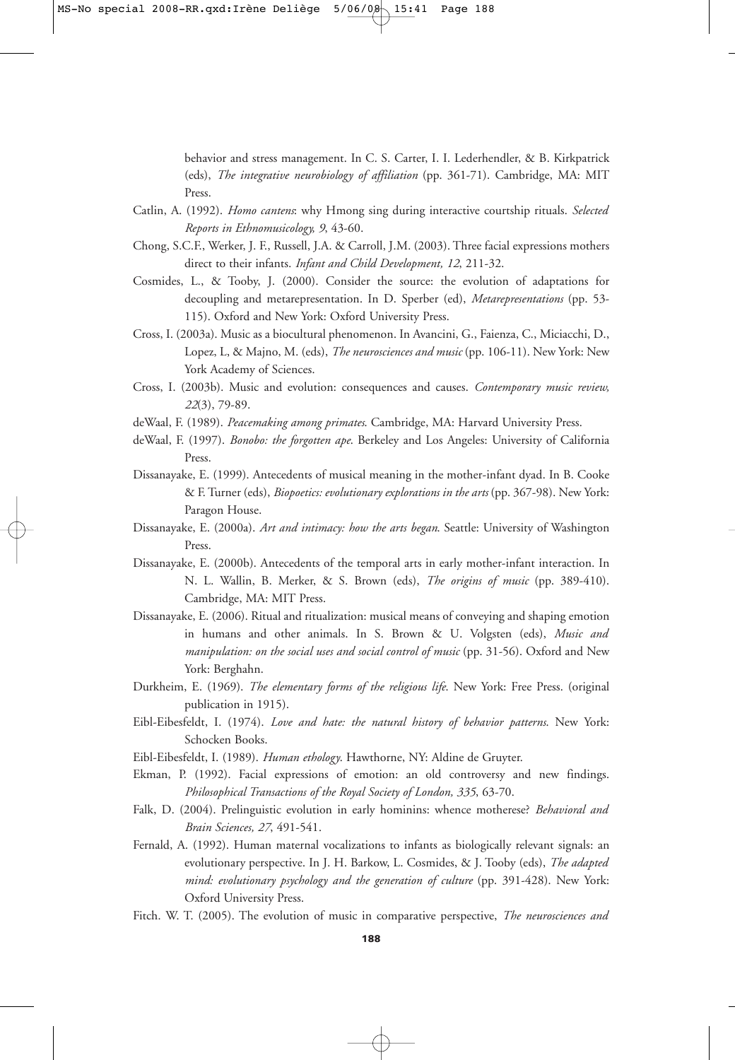behavior and stress management. In C. S. Carter, I. I. Lederhendler, & B. Kirkpatrick (eds), *The integrative neurobiology of affiliation* (pp. 361-71). Cambridge, MA: MIT Press.

Catlin, A. (1992). *Homo cantens*: why Hmong sing during interactive courtship rituals. *Selected Reports in Ethnomusicology, 9*, 43-60.

Chong, S.C.F., Werker, J. F., Russell, J.A. & Carroll, J.M. (2003). Three facial expressions mothers direct to their infants. *Infant and Child Development, 12*, 211-32.

Cosmides, L., & Tooby, J. (2000). Consider the source: the evolution of adaptations for decoupling and metarepresentation. In D. Sperber (ed), *Metarepresentations* (pp. 53-115). Oxford and New York: Oxford University Press.

Cross, I. (2003a). Music as a biocultural phenomenon. In Avancini, G., Faienza, C., Miciacchi, D., Lopez, L, & Majno, M. (eds), *The neurosciences and music* (pp. 106-11). New York: New York Academy of Sciences.

Cross, I. (2003b). Music and evolution: consequences and causes. *Contemporary music review, 22*(3), 79-89.

deWaal, F. (1989). *Peacemaking among primates*. Cambridge, MA: Harvard University Press.

deWaal, F. (1997). *Bonobo: the forgotten ape*. Berkeley and Los Angeles: University of California Press.

Dissanayake, E. (1999). Antecedents of musical meaning in the mother-infant dyad. In B. Cooke & F. Turner (eds), *Biopoetics: evolutionary explorations in the arts* (pp. 367-98). New York: Paragon House.

Dissanayake, E. (2000a). *Art and intimacy: how the arts began*. Seattle: University of Washington Press.

Dissanayake, E. (2000b). Antecedents of the temporal arts in early mother-infant interaction. In N. L. Wallin, B. Merker, & S. Brown (eds), *The origins of music* (pp. 389-410). Cambridge, MA: MIT Press.

Dissanayake, E. (2006). Ritual and ritualization: musical means of conveying and shaping emotion in humans and other animals. In S. Brown & U. Volgsten (eds), *Music and manipulation: on the social uses and social control of music* (pp. 31-56). Oxford and New York: Berghahn.

Durkheim, E. (1969). *The elementary forms of the religious life*. New York: Free Press. (original publication in 1915).

Eibl-Eibesfeldt, I. (1974). *Love and hate: the natural history of behavior patterns*. New York: Schocken Books.

Eibl-Eibesfeldt, I. (1989). *Human ethology*. Hawthorne, NY: Aldine de Gruyter.

Ekman, P. (1992). Facial expressions of emotion: an old controversy and new findings. *Philosophical Transactions of the Royal Society of London, 335*, 63-70.

Falk, D. (2004). Prelinguistic evolution in early hominins: whence motherese? *Behavioral and Brain Sciences, 27*, 491-541.

Fernald, A. (1992). Human maternal vocalizations to infants as biologically relevant signals: an evolutionary perspective. In J. H. Barkow, L. Cosmides, & J. Tooby (eds), *The adapted mind: evolutionary psychology and the generation of culture* (pp. 391-428). New York: Oxford University Press.

Fitch. W. T. (2005). The evolution of music in comparative perspective, *The neurosciences and*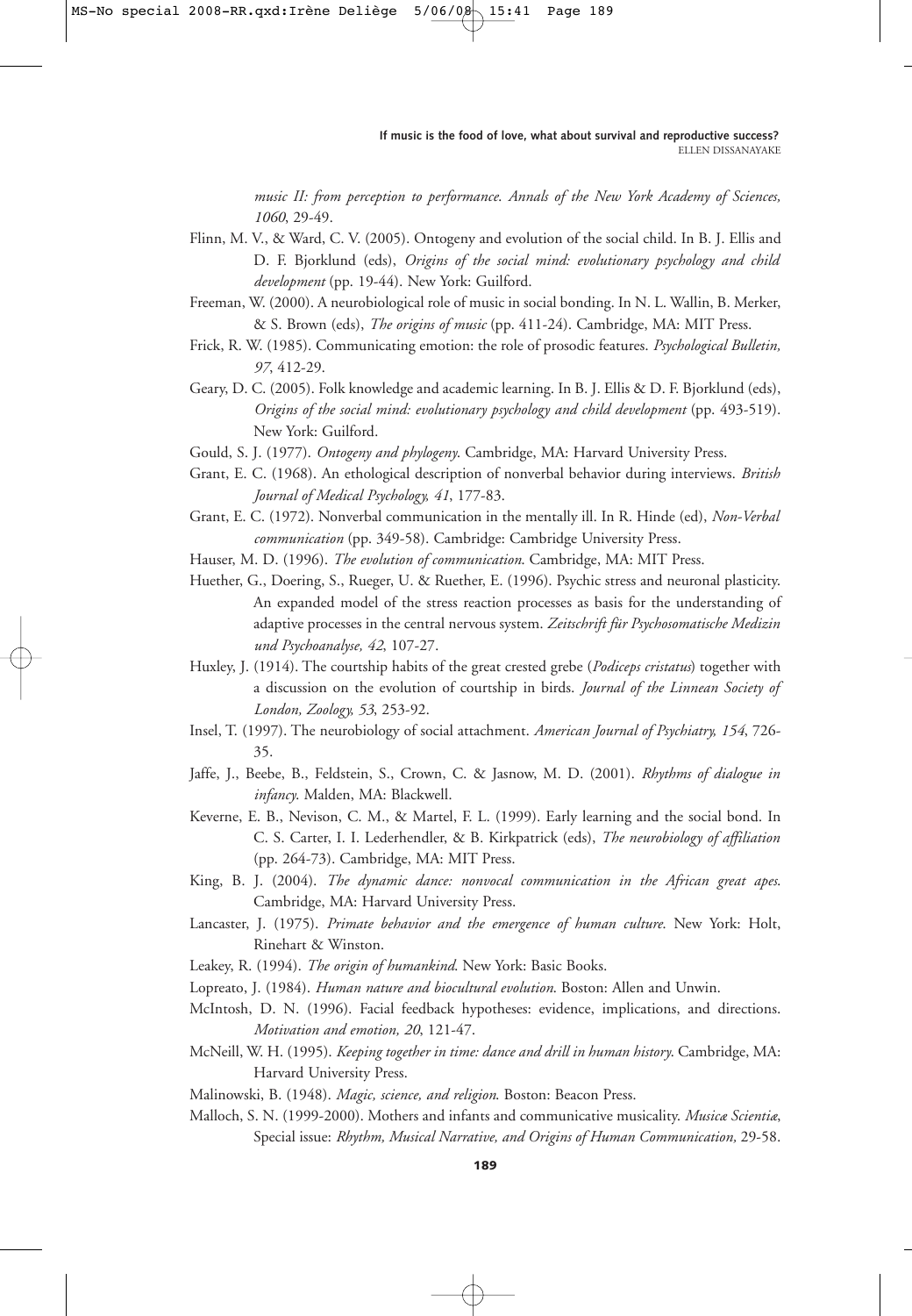*music II: from perception to performance. Annals of the New York Academy of Sciences, 1060*, 29-49.

Flinn, M. V., & Ward, C. V. (2005). Ontogeny and evolution of the social child. In B. J. Ellis and D. F. Bjorklund (eds), *Origins of the social mind: evolutionary psychology and child development* (pp. 19-44). New York: Guilford.

Freeman, W. (2000). A neurobiological role of music in social bonding. In N. L. Wallin, B. Merker, & S. Brown (eds), *The origins of music* (pp. 411-24). Cambridge, MA: MIT Press.

Frick, R. W. (1985). Communicating emotion: the role of prosodic features. *Psychological Bulletin, 97*, 412-29.

Geary, D. C. (2005). Folk knowledge and academic learning. In B. J. Ellis & D. F. Bjorklund (eds), *Origins of the social mind: evolutionary psychology and child development* (pp. 493-519). New York: Guilford.

Gould, S. J. (1977). *Ontogeny and phylogeny*. Cambridge, MA: Harvard University Press.

Grant, E. C. (1968). An ethological description of nonverbal behavior during interviews. *British Journal of Medical Psychology, 41*, 177-83.

Grant, E. C. (1972). Nonverbal communication in the mentally ill. In R. Hinde (ed), *Non-Verbal communication* (pp. 349-58). Cambridge: Cambridge University Press.

Hauser, M. D. (1996). *The evolution of communication*. Cambridge, MA: MIT Press.

Huether, G., Doering, S., Rueger, U. & Ruether, E. (1996). Psychic stress and neuronal plasticity. An expanded model of the stress reaction processes as basis for the understanding of adaptive processes in the central nervous system. *Zeitschrift für Psychosomatische Medizin und Psychoanalyse, 42*, 107-27.

Huxley, J. (1914). The courtship habits of the great crested grebe (*Podiceps cristatus*) together with a discussion on the evolution of courtship in birds. *Journal of the Linnean Society of London, Zoology, 53*, 253-92.

Insel, T. (1997). The neurobiology of social attachment. *American Journal of Psychiatry, 154*, 726-35.

Jaffe, J., Beebe, B., Feldstein, S., Crown, C. & Jasnow, M. D. (2001). *Rhythms of dialogue in infancy*. Malden, MA: Blackwell.

Keverne, E. B., Nevison, C. M., & Martel, F. L. (1999). Early learning and the social bond. In C. S. Carter, I. I. Lederhendler, & B. Kirkpatrick (eds), *The neurobiology of affiliation* (pp. 264-73). Cambridge, MA: MIT Press.

King, B. J. (2004). *The dynamic dance: nonvocal communication in the African great apes*. Cambridge, MA: Harvard University Press.

Lancaster, J. (1975). *Primate behavior and the emergence of human culture*. New York: Holt, Rinehart & Winston.

Leakey, R. (1994). *The origin of humankind*. New York: Basic Books.

Lopreato, J. (1984). *Human nature and biocultural evolution*. Boston: Allen and Unwin.

McIntosh, D. N. (1996). Facial feedback hypotheses: evidence, implications, and directions. *Motivation and emotion, 20*, 121-47.

McNeill, W. H. (1995). *Keeping together in time: dance and drill in human history*. Cambridge, MA: Harvard University Press.

Malinowski, B. (1948). *Magic, science, and religion*. Boston: Beacon Press.

Malloch, S. N. (1999-2000). Mothers and infants and communicative musicality. *Musicæ Scientiæ*, Special issue: *Rhythm, Musical Narrative, and Origins of Human Communication,* 29-58.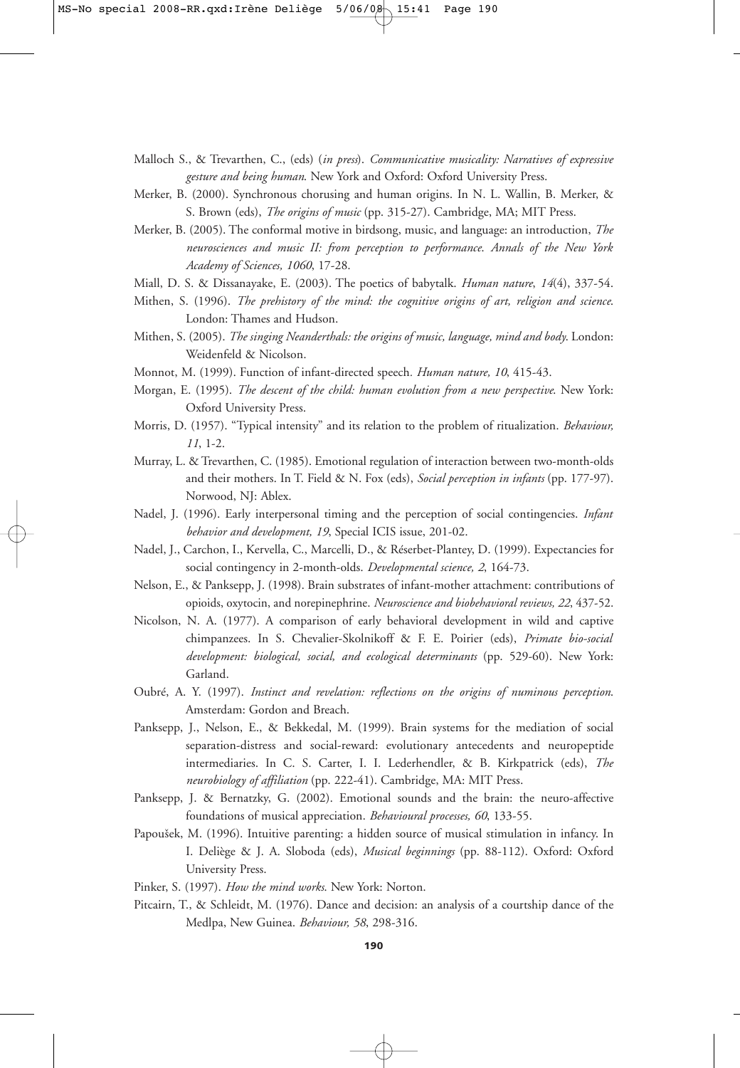Malloch S., & Trevarthen, C., (eds) (*in press*). *Communicative musicality: Narratives of expressive gesture and being human*. New York and Oxford: Oxford University Press.

Merker, B. (2000). Synchronous chorusing and human origins. In N. L. Wallin, B. Merker, & S. Brown (eds), *The origins of music* (pp. 315-27). Cambridge, MA; MIT Press.

Merker, B. (2005). The conformal motive in birdsong, music, and language: an introduction, *The neurosciences and music II: from perception to performance*. *Annals of the New York Academy of Sciences, 1060*, 17-28.

Miall, D. S. & Dissanayake, E. (2003). The poetics of babytalk. *Human nature*, *14*(4), 337-54.

Mithen, S. (1996). *The prehistory of the mind: the cognitive origins of art, religion and science*. London: Thames and Hudson.

Mithen, S. (2005). *The singing Neanderthals: the origins of music, language, mind and body*. London: Weidenfeld & Nicolson.

Monnot, M. (1999). Function of infant-directed speech. *Human nature, 10*, 415-43.

Morgan, E. (1995). *The descent of the child: human evolution from a new perspective*. New York: Oxford University Press.

Morris, D. (1957). "Typical intensity" and its relation to the problem of ritualization. *Behaviour, 11*, 1-2.

Murray, L. & Trevarthen, C. (1985). Emotional regulation of interaction between two-month-olds and their mothers. In T. Field & N. Fox (eds), *Social perception in infants* (pp. 177-97). Norwood, NJ: Ablex.

Nadel, J. (1996). Early interpersonal timing and the perception of social contingencies. *Infant behavior and development, 19*, Special ICIS issue, 201-02.

Nadel, J., Carchon, I., Kervella, C., Marcelli, D., & Réserbet-Plantey, D. (1999). Expectancies for social contingency in 2-month-olds. *Developmental science, 2*, 164-73.

Nelson, E., & Panksepp, J. (1998). Brain substrates of infant-mother attachment: contributions of opioids, oxytocin, and norepinephrine. *Neuroscience and biobehavioral reviews, 22*, 437-52.

Nicolson, N. A. (1977). A comparison of early behavioral development in wild and captive chimpanzees. In S. Chevalier-Skolnikoff & F. E. Poirier (eds), *Primate bio-social development: biological, social, and ecological determinants* (pp. 529-60). New York: Garland.

Oubré, A. Y. (1997). *Instinct and revelation: reflections on the origins of numinous perception*. Amsterdam: Gordon and Breach.

Panksepp, J., Nelson, E., & Bekkedal, M. (1999). Brain systems for the mediation of social separation-distress and social-reward: evolutionary antecedents and neuropeptide intermediaries. In C. S. Carter, I. I. Lederhendler, & B. Kirkpatrick (eds), *The neurobiology of affiliation* (pp. 222-41). Cambridge, MA: MIT Press.

Panksepp, J. & Bernatzky, G. (2002). Emotional sounds and the brain: the neuro-affective foundations of musical appreciation. *Behavioural processes, 60*, 133-55.

Papoušek, M. (1996). Intuitive parenting: a hidden source of musical stimulation in infancy. In I. Deliège & J. A. Sloboda (eds), *Musical beginnings* (pp. 88-112). Oxford: Oxford University Press.

Pinker, S. (1997). *How the mind works*. New York: Norton.

Pitcairn, T., & Schleidt, M. (1976). Dance and decision: an analysis of a courtship dance of the Medlpa, New Guinea. *Behaviour, 58*, 298-316.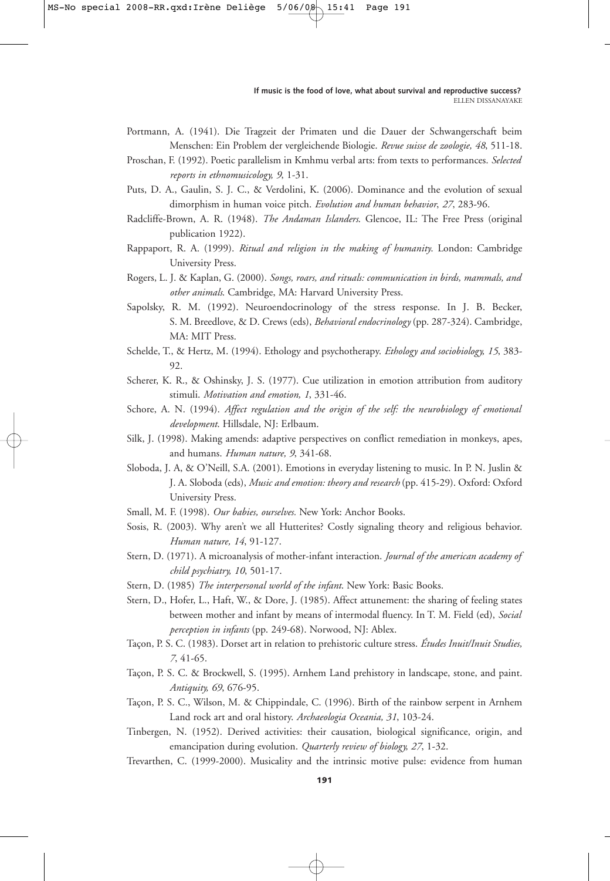Portmann, A. (1941). Die Tragzeit der Primaten und die Dauer der Schwangerschaft beim Menschen: Ein Problem der vergleichende Biologie. *Revue suisse de zoologie, 48*, 511-18.

Proschan, F. (1992). Poetic parallelism in Kmhmu verbal arts: from texts to performances. *Selected reports in ethnomusicology, 9*, 1-31.

Puts, D. A., Gaulin, S. J. C., & Verdolini, K. (2006). Dominance and the evolution of sexual dimorphism in human voice pitch. *Evolution and human behavior*, *27*, 283-96.

Radcliffe-Brown, A. R. (1948). *The Andaman Islanders.* Glencoe, IL: The Free Press (original publication 1922).

Rappaport, R. A. (1999). *Ritual and religion in the making of humanity.* London: Cambridge University Press.

Rogers, L. J. & Kaplan, G. (2000). *Songs, roars, and rituals: communication in birds, mammals, and other animals.* Cambridge, MA: Harvard University Press.

Sapolsky, R. M. (1992). Neuroendocrinology of the stress response. In J. B. Becker, S. M. Breedlove, & D. Crews (eds), *Behavioral endocrinology* (pp. 287-324). Cambridge, MA: MIT Press.

Schelde, T., & Hertz, M. (1994). Ethology and psychotherapy. *Ethology and sociobiology, 15*, 383-92.

Scherer, K. R., & Oshinsky, J. S. (1977). Cue utilization in emotion attribution from auditory stimuli. *Motivation and emotion, 1*, 331-46.

Schore, A. N. (1994). *Affect regulation and the origin of the self: the neurobiology of emotional development.* Hillsdale, NJ: Erlbaum.

Silk, J. (1998). Making amends: adaptive perspectives on conflict remediation in monkeys, apes, and humans. *Human nature, 9*, 341-68.

Sloboda, J. A, & O'Neill, S.A. (2001). Emotions in everyday listening to music. In P. N. Juslin & J. A. Sloboda (eds), *Music and emotion: theory and research* (pp. 415-29). Oxford: Oxford University Press.

Small, M. F. (1998). *Our babies, ourselves.* New York: Anchor Books.

Sosis, R. (2003). Why aren't we all Hutterites? Costly signaling theory and religious behavior. *Human nature, 14*, 91-127.

Stern, D. (1971). A microanalysis of mother-infant interaction. *Journal of the american academy of child psychiatry, 10*, 501-17.

Stern, D. (1985) *The interpersonal world of the infant*. New York: Basic Books.

Stern, D., Hofer, L., Haft, W., & Dore, J. (1985). Affect attunement: the sharing of feeling states between mother and infant by means of intermodal fluency. In T. M. Field (ed), *Social perception in infants* (pp. 249-68). Norwood, NJ: Ablex.

Taçon, P. S. C. (1983). Dorset art in relation to prehistoric culture stress. *Études Inuit/Inuit Studies, 7*, 41-65.

Taçon, P. S. C. & Brockwell, S. (1995). Arnhem Land prehistory in landscape, stone, and paint. *Antiquity, 69*, 676-95.

Taçon, P. S. C., Wilson, M. & Chippindale, C. (1996). Birth of the rainbow serpent in Arnhem Land rock art and oral history. *Archaeologia Oceania, 31*, 103-24.

Tinbergen, N. (1952). Derived activities: their causation, biological significance, origin, and emancipation during evolution. *Quarterly review of biology, 27*, 1-32.

Trevarthen, C. (1999-2000). Musicality and the intrinsic motive pulse: evidence from human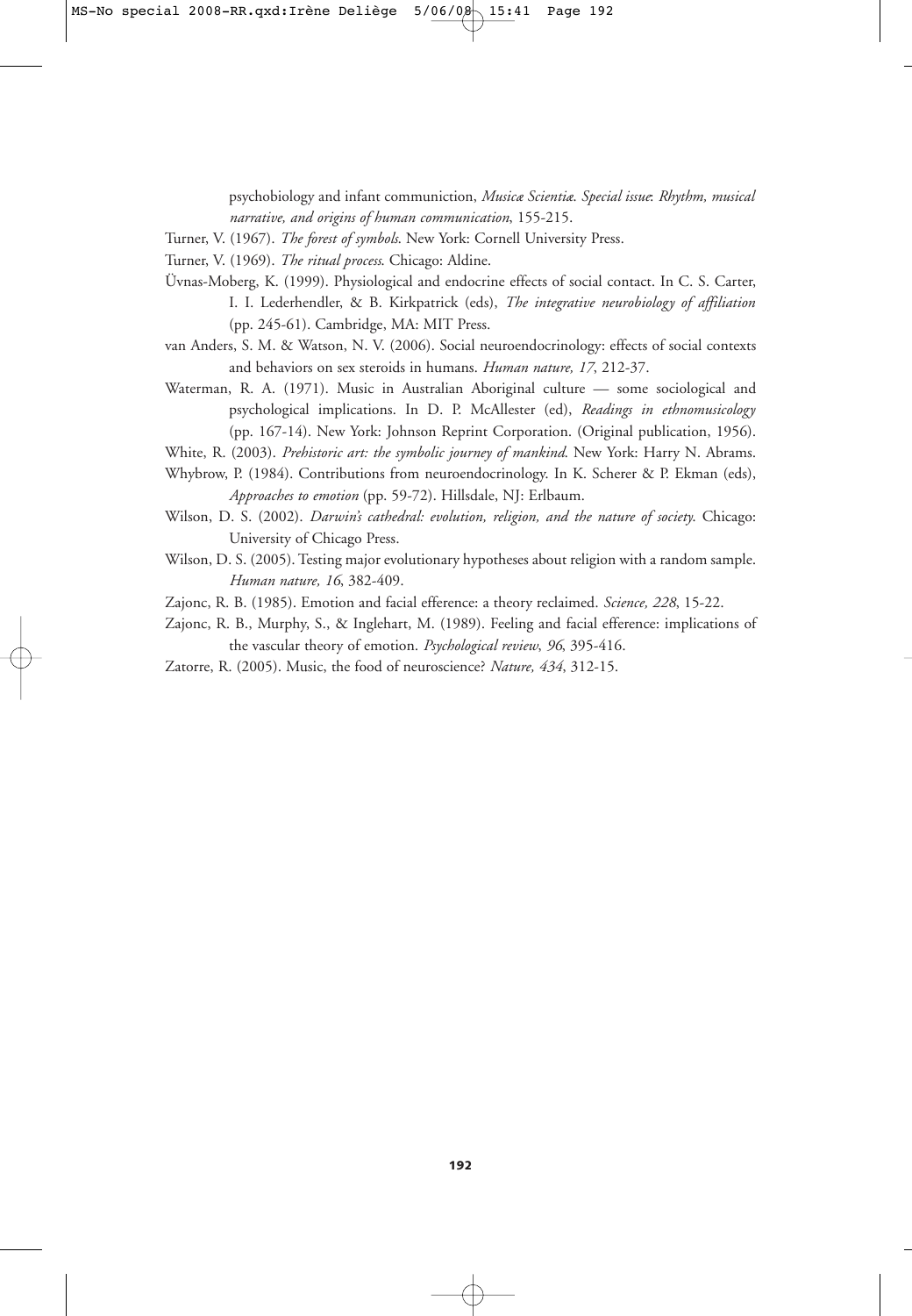psychobiology and infant communiction, *Musicæ Scientiæ. Special issue: Rhythm, musical narrative, and origins of human communication*, 155-215.

Turner, V. (1967). *The forest of symbols*. New York: Cornell University Press.

Turner, V. (1969). *The ritual process*. Chicago: Aldine.

Üvnas-Moberg, K. (1999). Physiological and endocrine effects of social contact. In C. S. Carter, I. I. Lederhendler, & B. Kirkpatrick (eds), *The integrative neurobiology of affiliation* (pp. 245-61). Cambridge, MA: MIT Press.

van Anders, S. M. & Watson, N. V. (2006). Social neuroendocrinology: effects of social contexts and behaviors on sex steroids in humans. *Human nature, 17*, 212-37.

Waterman, R. A. (1971). Music in Australian Aboriginal culture — some sociological and psychological implications. In D. P. McAllester (ed), *Readings in ethnomusicology* (pp. 167-14). New York: Johnson Reprint Corporation. (Original publication, 1956).

White, R. (2003). *Prehistoric art: the symbolic journey of mankind*. New York: Harry N. Abrams.

Whybrow, P. (1984). Contributions from neuroendocrinology. In K. Scherer & P. Ekman (eds), *Approaches to emotion* (pp. 59-72). Hillsdale, NJ: Erlbaum.

Wilson, D. S. (2002). *Darwin's cathedral: evolution, religion, and the nature of society*. Chicago: University of Chicago Press.

Wilson, D. S. (2005). Testing major evolutionary hypotheses about religion with a random sample. *Human nature, 16*, 382-409.

Zajonc, R. B. (1985). Emotion and facial efference: a theory reclaimed. *Science, 228*, 15-22.

Zajonc, R. B., Murphy, S., & Inglehart, M. (1989). Feeling and facial efference: implications of the vascular theory of emotion. *Psychological review*, *96*, 395-416.

Zatorre, R. (2005). Music, the food of neuroscience? *Nature, 434*, 312-15.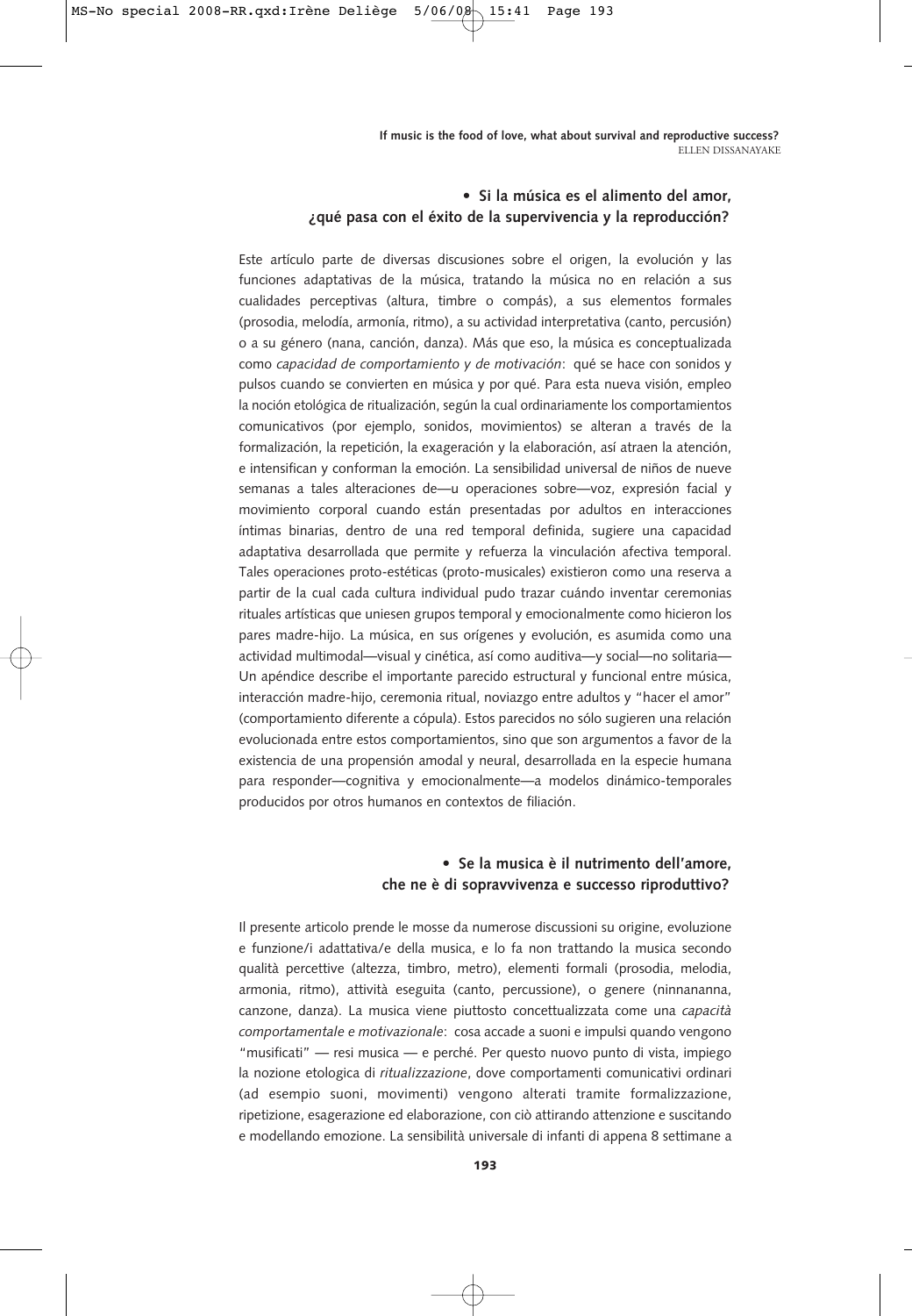## • Si la música es el alimento del amor, ¿qué pasa con el éxito de la supervivencia y la reproducción?

Este artículo parte de diversas discusiones sobre el origen, la evolución y las funciones adaptativas de la música, tratando la música no en relación a sus cualidades perceptivas (altura, timbre o compás), a sus elementos formales (prosodia, melodía, armonía, ritmo), a su actividad interpretativa (canto, percusión) o a su género (nana, canción, danza). Más que eso, la música es conceptualizada como *capacidad de comportamiento y de motivación*: qué se hace con sonidos y pulsos cuando se convierten en música y por qué. Para esta nueva visión, empleo la noción etológica de ritualización, según la cual ordinariamente los comportamientos comunicativos (por ejemplo, sonidos, movimientos) se alteran a través de la formalización, la repetición, la exageración y la elaboración, así atraen la atención, e intensifican y conforman la emoción. La sensibilidad universal de niños de nueve semanas a tales alteraciones de—u operaciones sobre—voz, expresión facial y movimiento corporal cuando están presentadas por adultos en interacciones íntimas binarias, dentro de una red temporal definida, sugiere una capacidad adaptativa desarrollada que permite y refuerza la vinculación afectiva temporal. Tales operaciones proto-estéticas (proto-musicales) existieron como una reserva a partir de la cual cada cultura individual pudo trazar cuándo inventar ceremonias rituales artísticas que uniesen grupos temporal y emocionalmente como hicieron los pares madre-hijo. La música, en sus orígenes y evolución, es asumida como una actividad multimodal—visual y cinética, así como auditiva—y social—no solitaria— Un apéndice describe el importante parecido estructural y funcional entre música, interacción madre-hijo, ceremonia ritual, noviazgo entre adultos y "hacer el amor" (comportamiento diferente a cópula). Estos parecidos no sólo sugieren una relación evolucionada entre estos comportamientos, sino que son argumentos a favor de la existencia de una propensión amodal y neural, desarrollada en la especie humana para responder—cognitiva y emocionalmente—a modelos dinámico-temporales producidos por otros humanos en contextos de filiación.

## • Se la musica è il nutrimento dell'amore, che ne è di sopravvivenza e successo riproduttivo?

Il presente articolo prende le mosse da numerose discussioni su origine, evoluzione e funzione/i adattativa/e della musica, e lo fa non trattando la musica secondo qualità percettive (altezza, timbro, metro), elementi formali (prosodia, melodia, armonia, ritmo), attività eseguita (canto, percussione), o genere (ninnananna, canzone, danza). La musica viene piuttosto concettualizzata come una *capacità comportamentale e motivazionale*: cosa accade a suoni e impulsi quando vengono "musificati" — resi musica — e perché. Per questo nuovo punto di vista, impiego la nozione etologica di *ritualizzazione*, dove comportamenti comunicativi ordinari (ad esempio suoni, movimenti) vengono alterati tramite formalizzazione, ripetizione, esagerazione ed elaborazione, con ciò attirando attenzione e suscitando e modellando emozione. La sensibilità universale di infanti di appena 8 settimane a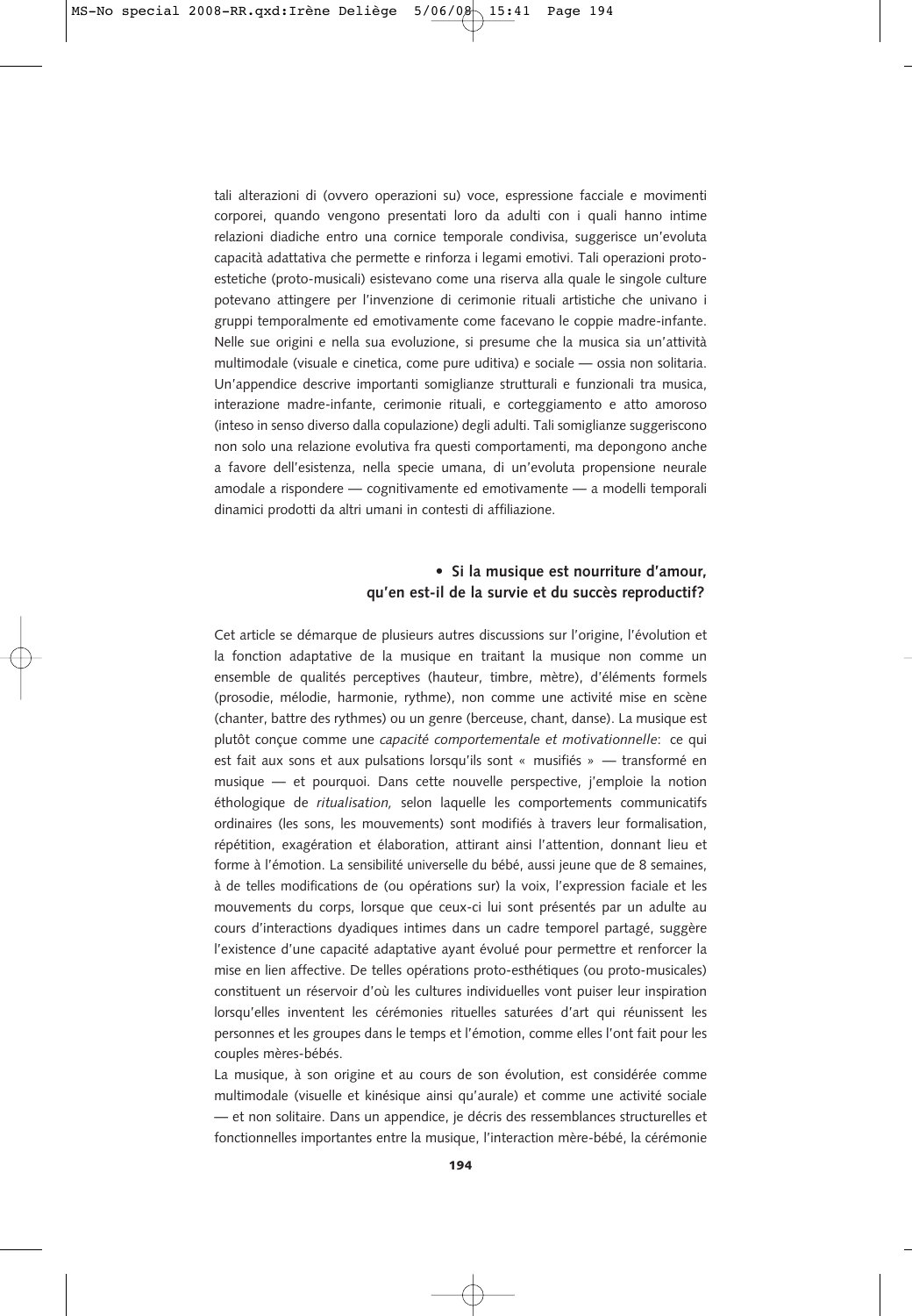tali alterazioni di (ovvero operazioni su) voce, espressione facciale e movimenti corporei, quando vengono presentati loro da adulti con i quali hanno intime relazioni diadiche entro una cornice temporale condivisa, suggerisce un'evoluta capacità adattativa che permette e rinforza i legami emotivi. Tali operazioni proto-estetiche (proto-musicali) esistevano come una riserva alla quale le singole culture potevano attingere per l'invenzione di cerimonie rituali artistiche che univano i gruppi temporalmente ed emotivamente come facevano le coppie madre-infante. Nelle sue origini e nella sua evoluzione, si presume che la musica sia un'attività multimodale (visuale e cinetica, come pure uditiva) e sociale — ossia non solitaria. Un'appendice descrive importanti somiglianze strutturali e funzionali tra musica, interazione madre-infante, cerimonie rituali, e corteggiamento e atto amoroso (inteso in senso diverso dalla copulazione) degli adulti. Tali somiglianze suggeriscono non solo una relazione evolutiva fra questi comportamenti, ma depongono anche a favore dell'esistenza, nella specie umana, di un'evoluta propensione neurale amodale a rispondere — cognitivamente ed emotivamente — a modelli temporali dinamici prodotti da altri umani in contesti di affiliazione.

## • Si la musique est nourriture d'amour, qu'en est-il de la survie et du succès reproductif?

Cet article se démarque de plusieurs autres discussions sur l'origine, l'évolution et la fonction adaptative de la musique en traitant la musique non comme un ensemble de qualités perceptives (hauteur, timbre, mètre), d'éléments formels (prosodie, mélodie, harmonie, rythme), non comme une activité mise en scène (chanter, battre des rythmes) ou un genre (berceuse, chant, danse). La musique est plutôt conçue comme une *capacité comportementale et motivationnelle*: ce qui est fait aux sons et aux pulsations lorsqu'ils sont « musifiés » — transformé en musique — et pourquoi. Dans cette nouvelle perspective, j'emploie la notion éthologique de *ritualisation,* selon laquelle les comportements communicatifs ordinaires (les sons, les mouvements) sont modifiés à travers leur formalisation, répétition, exagération et élaboration, attirant ainsi l'attention, donnant lieu et forme à l'émotion. La sensibilité universelle du bébé, aussi jeune que de 8 semaines, à de telles modifications de (ou opérations sur) la voix, l'expression faciale et les mouvements du corps, lorsque que ceux-ci lui sont présentés par un adulte au cours d'interactions dyadiques intimes dans un cadre temporel partagé, suggère l'existence d'une capacité adaptative ayant évolué pour permettre et renforcer la mise en lien affective. De telles opérations proto-esthétiques (ou proto-musicales) constituent un réservoir d'où les cultures individuelles vont puiser leur inspiration lorsqu'elles inventent les cérémonies rituelles saturées d'art qui réunissent les personnes et les groupes dans le temps et l'émotion, comme elles l'ont fait pour les couples mères-bébés.

La musique, à son origine et au cours de son évolution, est considérée comme multimodale (visuelle et kinésique ainsi qu'aurale) et comme une activité sociale — et non solitaire. Dans un appendice, je décris des ressemblances structurelles et fonctionnelles importantes entre la musique, l'interaction mère-bébé, la cérémonie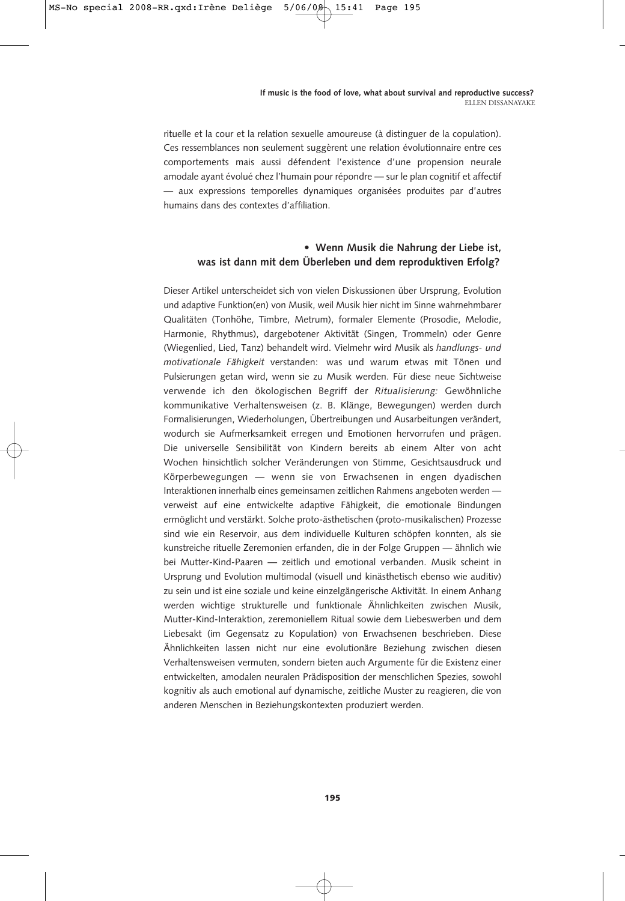rituelle et la cour et la relation sexuelle amoureuse (à distinguer de la copulation). Ces ressemblances non seulement suggèrent une relation évolutionnaire entre ces comportements mais aussi défendent l'existence d'une propension neurale amodale ayant évolué chez l'humain pour répondre — sur le plan cognitif et affectif — aux expressions temporelles dynamiques organisées produites par d'autres humains dans des contextes d'affiliation.

## • Wenn Musik die Nahrung der Liebe ist, was ist dann mit dem Überleben und dem reproduktiven Erfolg?

Dieser Artikel unterscheidet sich von vielen Diskussionen über Ursprung, Evolution und adaptive Funktion(en) von Musik, weil Musik hier nicht im Sinne wahrnehmbarer Qualitäten (Tonhöhe, Timbre, Metrum), formaler Elemente (Prosodie, Melodie, Harmonie, Rhythmus), dargebotener Aktivität (Singen, Trommeln) oder Genre (Wiegenlied, Lied, Tanz) behandelt wird. Vielmehr wird Musik als *handlungs- und motivationale Fähigkeit* verstanden: was und warum etwas mit Tönen und Pulsierungen getan wird, wenn sie zu Musik werden. Für diese neue Sichtweise verwende ich den ökologischen Begriff der *Ritualisierung:* Gewöhnliche kommunikative Verhaltensweisen (z. B. Klänge, Bewegungen) werden durch Formalisierungen, Wiederholungen, Übertreibungen und Ausarbeitungen verändert, wodurch sie Aufmerksamkeit erregen und Emotionen hervorrufen und prägen. Die universelle Sensibilität von Kindern bereits ab einem Alter von acht Wochen hinsichtlich solcher Veränderungen von Stimme, Gesichtsausdruck und Körperbewegungen — wenn sie von Erwachsenen in engen dyadischen Interaktionen innerhalb eines gemeinsamen zeitlichen Rahmens angeboten werden — verweist auf eine entwickelte adaptive Fähigkeit, die emotionale Bindungen ermöglicht und verstärkt. Solche proto-ästhetischen (proto-musikalischen) Prozesse sind wie ein Reservoir, aus dem individuelle Kulturen schöpfen konnten, als sie kunstreiche rituelle Zeremonien erfanden, die in der Folge Gruppen — ähnlich wie bei Mutter-Kind-Paaren — zeitlich und emotional verbanden. Musik scheint in Ursprung und Evolution multimodal (visuell und kinästhetisch ebenso wie auditiv) zu sein und ist eine soziale und keine einzelgängerische Aktivität. In einem Anhang werden wichtige strukturelle und funktionale Ähnlichkeiten zwischen Musik, Mutter-Kind-Interaktion, zeremoniellem Ritual sowie dem Liebeswerben und dem Liebesakt (im Gegensatz zu Kopulation) von Erwachsenen beschrieben. Diese Ähnlichkeiten lassen nicht nur eine evolutionäre Beziehung zwischen diesen Verhaltensweisen vermuten, sondern bieten auch Argumente für die Existenz einer entwickelten, amodalen neuralen Prädisposition der menschlichen Spezies, sowohl kognitiv als auch emotional auf dynamische, zeitliche Muster zu reagieren, die von anderen Menschen in Beziehungskontexten produziert werden.